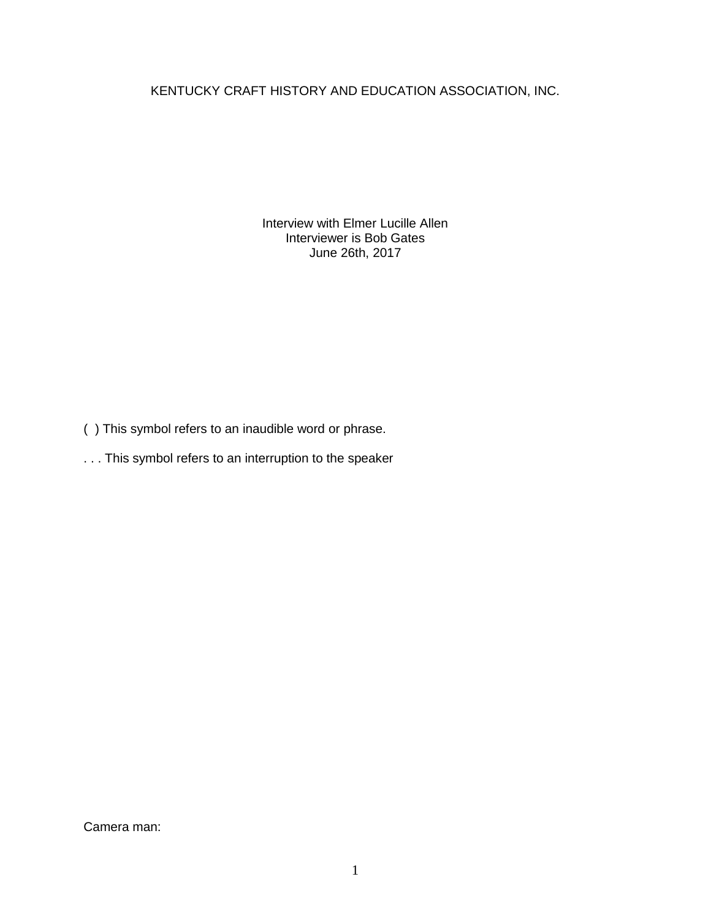# KENTUCKY CRAFT HISTORY AND EDUCATION ASSOCIATION, INC.

Interview with Elmer Lucille Allen
Interviewer is Bob Gates
June 26th, 2017

( ) This symbol refers to an inaudible word or phrase.

. . . This symbol refers to an interruption to the speaker

Camera man: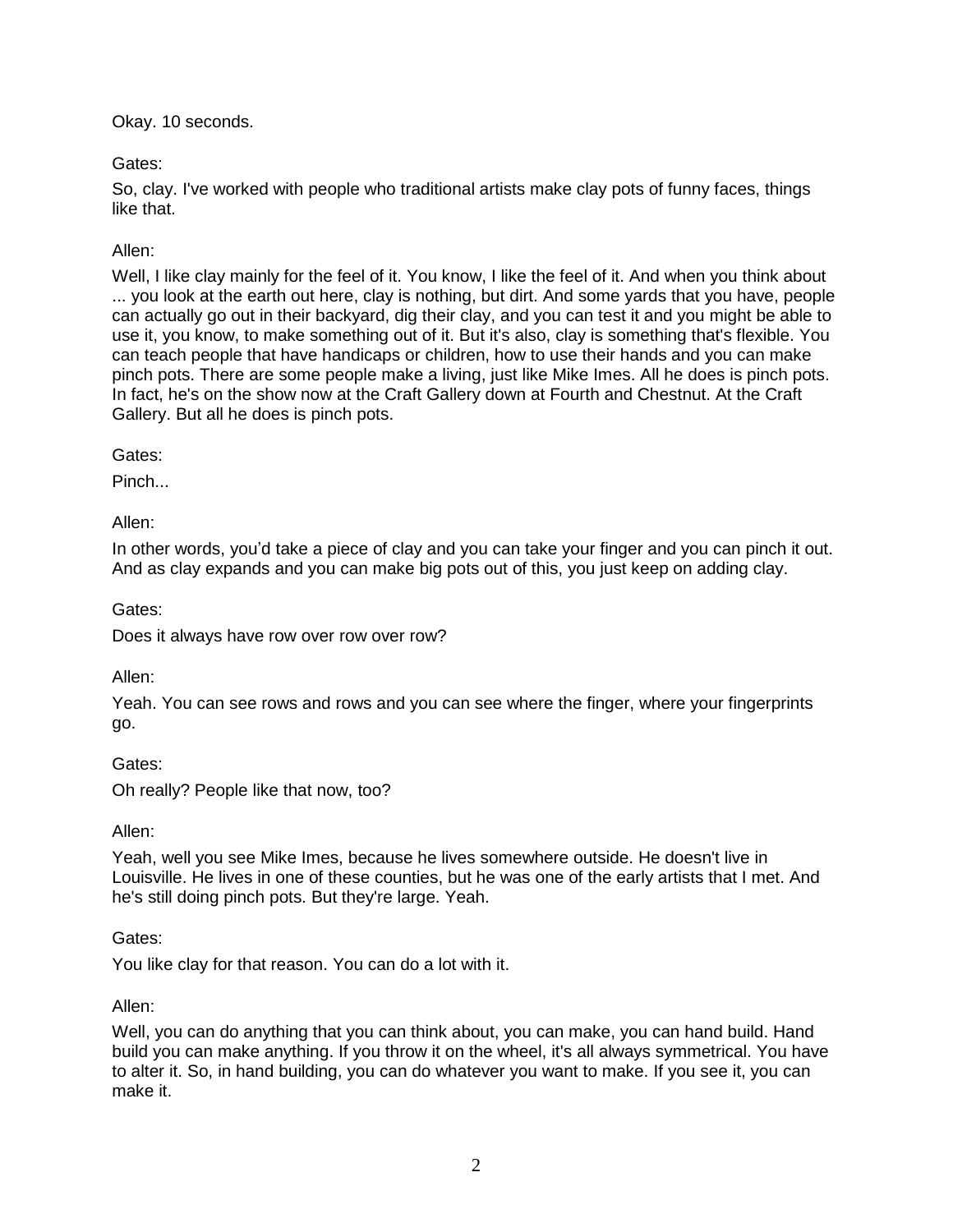Okay. 10 seconds.

Gates:

So, clay. I've worked with people who traditional artists make clay pots of funny faces, things like that.

Allen:

Well, I like clay mainly for the feel of it. You know, I like the feel of it. And when you think about ... you look at the earth out here, clay is nothing, but dirt. And some yards that you have, people can actually go out in their backyard, dig their clay, and you can test it and you might be able to use it, you know, to make something out of it. But it's also, clay is something that's flexible. You can teach people that have handicaps or children, how to use their hands and you can make pinch pots. There are some people make a living, just like Mike Imes. All he does is pinch pots. In fact, he's on the show now at the Craft Gallery down at Fourth and Chestnut. At the Craft Gallery. But all he does is pinch pots.

Gates:

Pinch...

Allen:

In other words, you'd take a piece of clay and you can take your finger and you can pinch it out. And as clay expands and you can make big pots out of this, you just keep on adding clay.

Gates:

Does it always have row over row over row?

Allen:

Yeah. You can see rows and rows and you can see where the finger, where your fingerprints go.

Gates:

Oh really? People like that now, too?

Allen:

Yeah, well you see Mike Imes, because he lives somewhere outside. He doesn't live in Louisville. He lives in one of these counties, but he was one of the early artists that I met. And he's still doing pinch pots. But they're large. Yeah.

Gates:

You like clay for that reason. You can do a lot with it.

Allen:

Well, you can do anything that you can think about, you can make, you can hand build. Hand build you can make anything. If you throw it on the wheel, it's all always symmetrical. You have to alter it. So, in hand building, you can do whatever you want to make. If you see it, you can make it.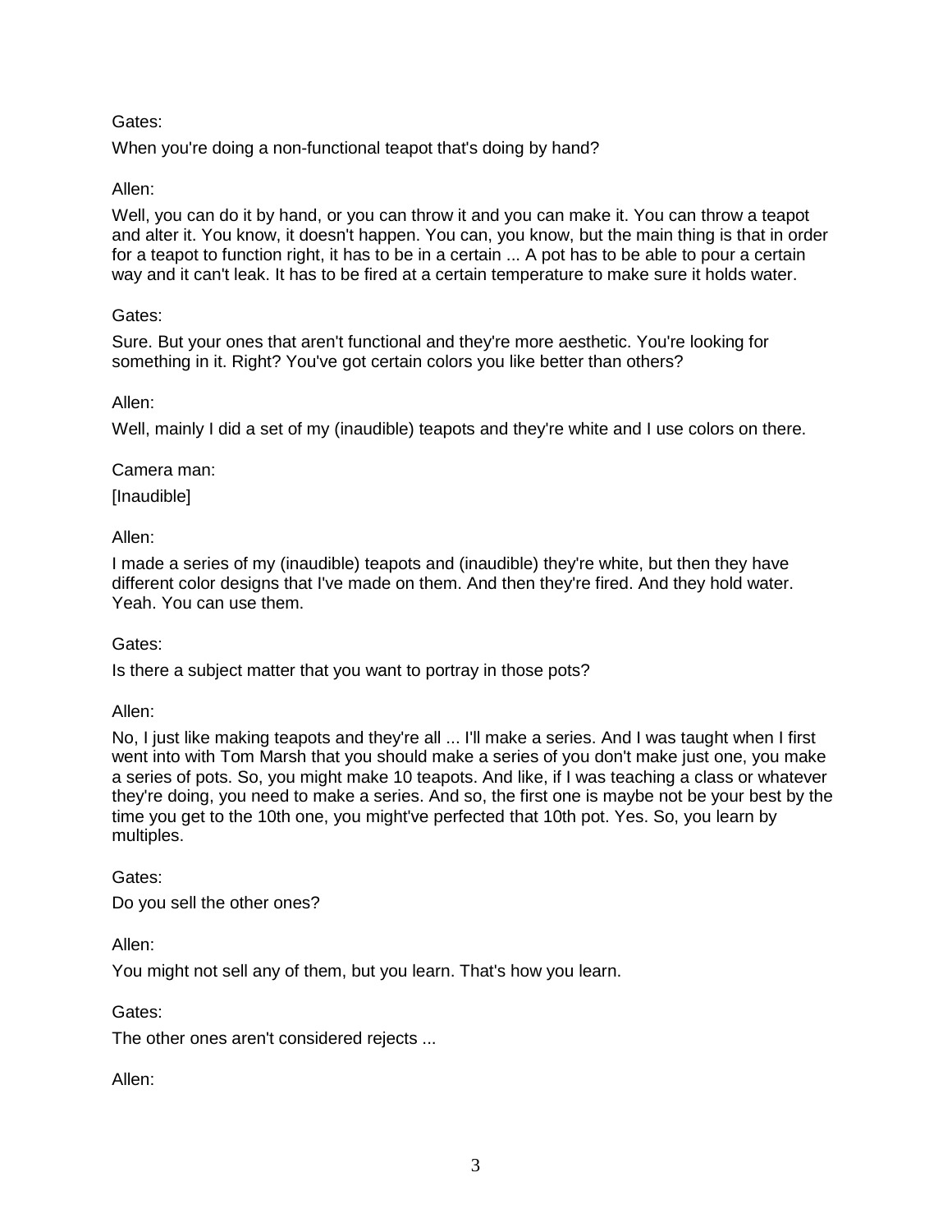Gates:

When you're doing a non-functional teapot that's doing by hand?

Allen:

Well, you can do it by hand, or you can throw it and you can make it. You can throw a teapot and alter it. You know, it doesn't happen. You can, you know, but the main thing is that in order for a teapot to function right, it has to be in a certain ... A pot has to be able to pour a certain way and it can't leak. It has to be fired at a certain temperature to make sure it holds water.

Gates:

Sure. But your ones that aren't functional and they're more aesthetic. You're looking for something in it. Right? You've got certain colors you like better than others?

Allen:

Well, mainly I did a set of my (inaudible) teapots and they're white and I use colors on there.

Camera man:

[Inaudible]

Allen:

I made a series of my (inaudible) teapots and (inaudible) they're white, but then they have different color designs that I've made on them. And then they're fired. And they hold water. Yeah. You can use them.

Gates:

Is there a subject matter that you want to portray in those pots?

Allen:

No, I just like making teapots and they're all ... I'll make a series. And I was taught when I first went into with Tom Marsh that you should make a series of you don't make just one, you make a series of pots. So, you might make 10 teapots. And like, if I was teaching a class or whatever they're doing, you need to make a series. And so, the first one is maybe not be your best by the time you get to the 10th one, you might've perfected that 10th pot. Yes. So, you learn by multiples.

Gates:

Do you sell the other ones?

Allen:

You might not sell any of them, but you learn. That's how you learn.

Gates:

The other ones aren't considered rejects ...

Allen: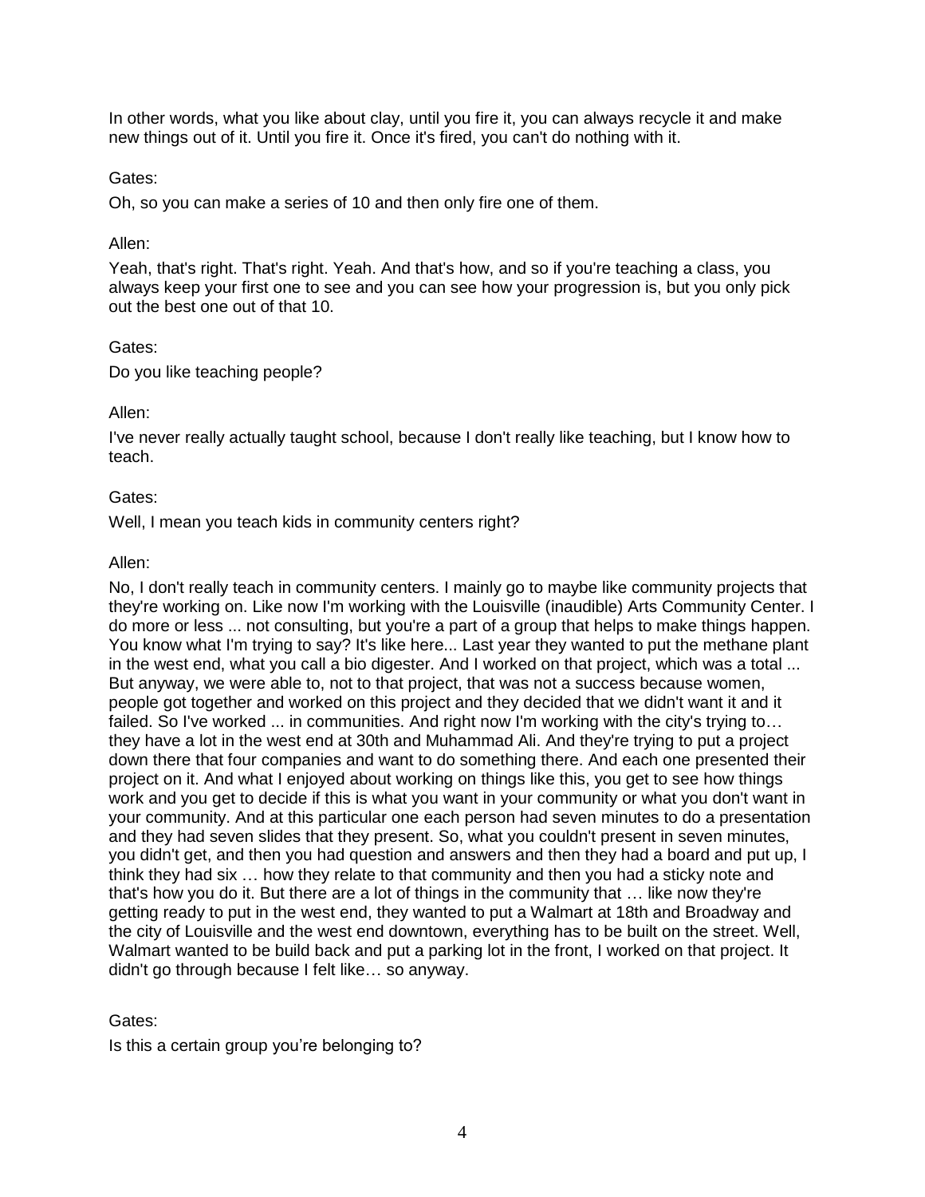In other words, what you like about clay, until you fire it, you can always recycle it and make new things out of it. Until you fire it. Once it's fired, you can't do nothing with it.

Gates:

Oh, so you can make a series of 10 and then only fire one of them.

Allen:

Yeah, that's right. That's right. Yeah. And that's how, and so if you're teaching a class, you always keep your first one to see and you can see how your progression is, but you only pick out the best one out of that 10.

Gates:

Do you like teaching people?

Allen:

I've never really actually taught school, because I don't really like teaching, but I know how to teach.

Gates:

Well, I mean you teach kids in community centers right?

Allen:

No, I don't really teach in community centers. I mainly go to maybe like community projects that they're working on. Like now I'm working with the Louisville (inaudible) Arts Community Center. I do more or less ... not consulting, but you're a part of a group that helps to make things happen. You know what I'm trying to say? It's like here... Last year they wanted to put the methane plant in the west end, what you call a bio digester. And I worked on that project, which was a total ... But anyway, we were able to, not to that project, that was not a success because women, people got together and worked on this project and they decided that we didn't want it and it failed. So I've worked ... in communities. And right now I'm working with the city's trying to… they have a lot in the west end at 30th and Muhammad Ali. And they're trying to put a project down there that four companies and want to do something there. And each one presented their project on it. And what I enjoyed about working on things like this, you get to see how things work and you get to decide if this is what you want in your community or what you don't want in your community. And at this particular one each person had seven minutes to do a presentation and they had seven slides that they present. So, what you couldn't present in seven minutes, you didn't get, and then you had question and answers and then they had a board and put up, I think they had six … how they relate to that community and then you had a sticky note and that's how you do it. But there are a lot of things in the community that … like now they're getting ready to put in the west end, they wanted to put a Walmart at 18th and Broadway and the city of Louisville and the west end downtown, everything has to be built on the street. Well, Walmart wanted to be build back and put a parking lot in the front, I worked on that project. It didn't go through because I felt like… so anyway.

Gates:

Is this a certain group you're belonging to?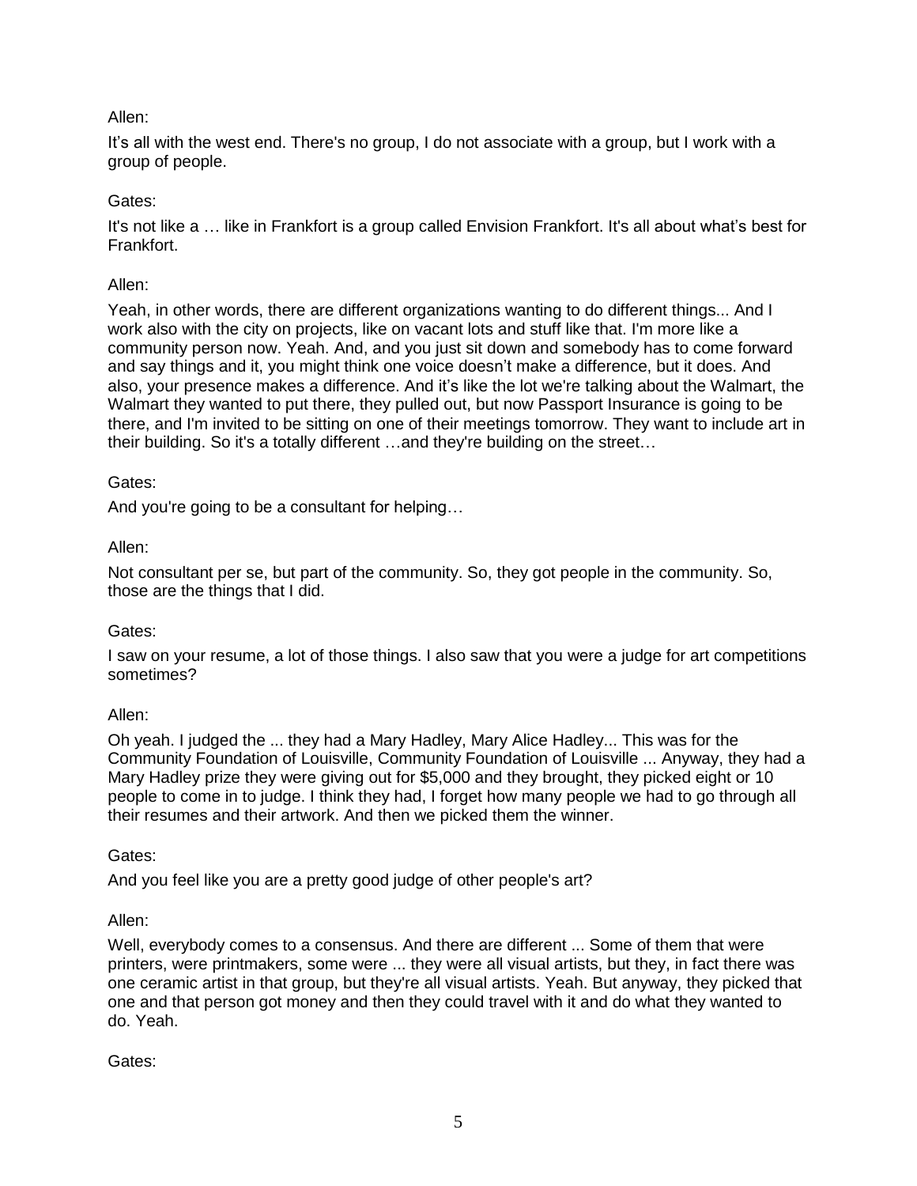Allen:

It's all with the west end. There's no group, I do not associate with a group, but I work with a group of people.

Gates:

It's not like a … like in Frankfort is a group called Envision Frankfort. It's all about what's best for Frankfort.

Allen:

Yeah, in other words, there are different organizations wanting to do different things... And I work also with the city on projects, like on vacant lots and stuff like that. I'm more like a community person now. Yeah. And, and you just sit down and somebody has to come forward and say things and it, you might think one voice doesn't make a difference, but it does. And also, your presence makes a difference. And it's like the lot we're talking about the Walmart, the Walmart they wanted to put there, they pulled out, but now Passport Insurance is going to be there, and I'm invited to be sitting on one of their meetings tomorrow. They want to include art in their building. So it's a totally different …and they're building on the street…

Gates:

And you're going to be a consultant for helping…

Allen:

Not consultant per se, but part of the community. So, they got people in the community. So, those are the things that I did.

Gates:

I saw on your resume, a lot of those things. I also saw that you were a judge for art competitions sometimes?

Allen:

Oh yeah. I judged the ... they had a Mary Hadley, Mary Alice Hadley... This was for the Community Foundation of Louisville, Community Foundation of Louisville ... Anyway, they had a Mary Hadley prize they were giving out for $5,000 and they brought, they picked eight or 10 people to come in to judge. I think they had, I forget how many people we had to go through all their resumes and their artwork. And then we picked them the winner.

Gates:

And you feel like you are a pretty good judge of other people's art?

Allen:

Well, everybody comes to a consensus. And there are different ... Some of them that were printers, were printmakers, some were ... they were all visual artists, but they, in fact there was one ceramic artist in that group, but they're all visual artists. Yeah. But anyway, they picked that one and that person got money and then they could travel with it and do what they wanted to do. Yeah.

Gates: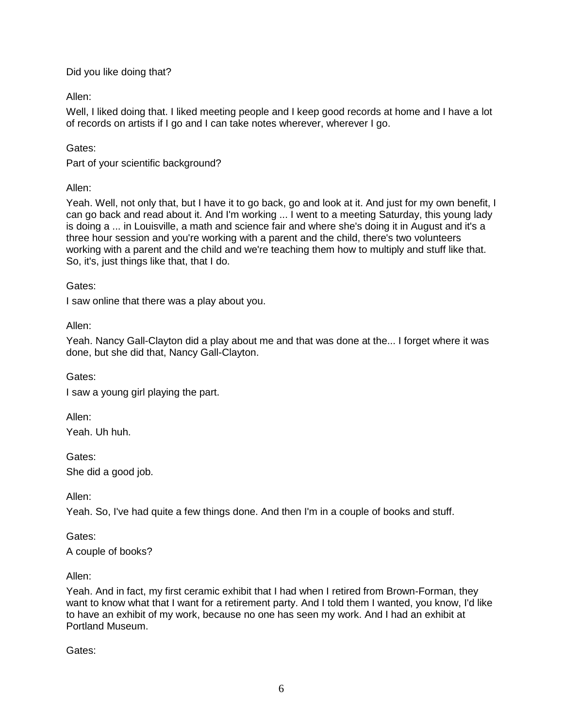Did you like doing that?

Allen:

Well, I liked doing that. I liked meeting people and I keep good records at home and I have a lot of records on artists if I go and I can take notes wherever, wherever I go.

Gates:

Part of your scientific background?

Allen:

Yeah. Well, not only that, but I have it to go back, go and look at it. And just for my own benefit, I can go back and read about it. And I'm working ... I went to a meeting Saturday, this young lady is doing a ... in Louisville, a math and science fair and where she's doing it in August and it's a three hour session and you're working with a parent and the child, there's two volunteers working with a parent and the child and we're teaching them how to multiply and stuff like that. So, it's, just things like that, that I do.

Gates:

I saw online that there was a play about you.

Allen:

Yeah. Nancy Gall-Clayton did a play about me and that was done at the... I forget where it was done, but she did that, Nancy Gall-Clayton.

Gates:

I saw a young girl playing the part.

Allen:

Yeah. Uh huh.

Gates:

She did a good job.

Allen:

Yeah. So, I've had quite a few things done. And then I'm in a couple of books and stuff.

Gates:

A couple of books?

Allen:

Yeah. And in fact, my first ceramic exhibit that I had when I retired from Brown-Forman, they want to know what that I want for a retirement party. And I told them I wanted, you know, I'd like to have an exhibit of my work, because no one has seen my work. And I had an exhibit at Portland Museum.

Gates: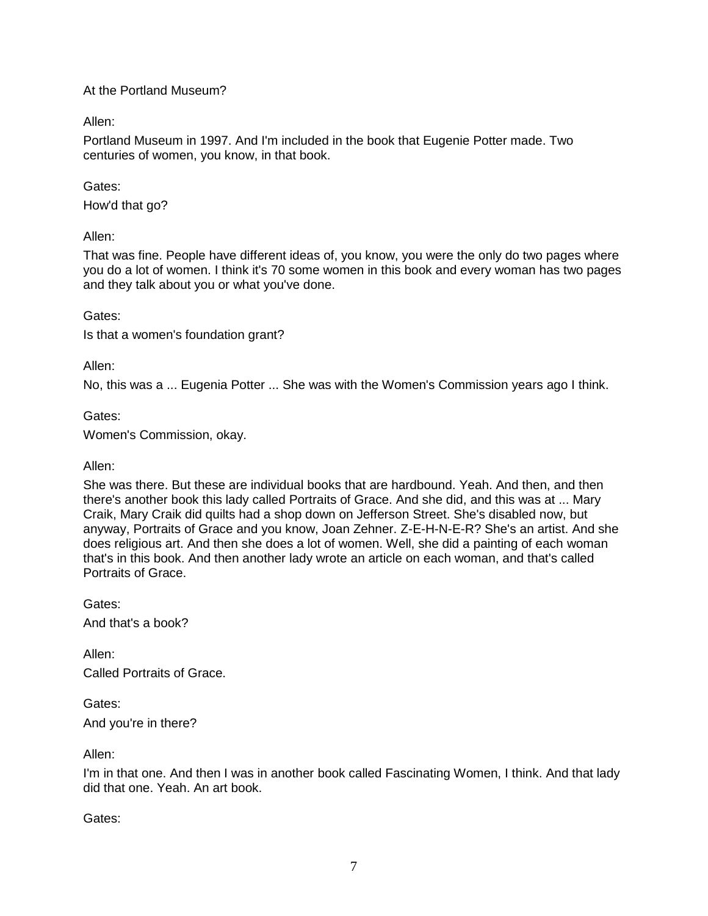At the Portland Museum?

Allen:

Portland Museum in 1997. And I'm included in the book that Eugenie Potter made. Two centuries of women, you know, in that book.

Gates:

How'd that go?

Allen:

That was fine. People have different ideas of, you know, you were the only do two pages where you do a lot of women. I think it's 70 some women in this book and every woman has two pages and they talk about you or what you've done.

Gates:

Is that a women's foundation grant?

Allen:

No, this was a ... Eugenia Potter ... She was with the Women's Commission years ago I think.

Gates:

Women's Commission, okay.

Allen:

She was there. But these are individual books that are hardbound. Yeah. And then, and then there's another book this lady called Portraits of Grace. And she did, and this was at ... Mary Craik, Mary Craik did quilts had a shop down on Jefferson Street. She's disabled now, but anyway, Portraits of Grace and you know, Joan Zehner. Z-E-H-N-E-R? She's an artist. And she does religious art. And then she does a lot of women. Well, she did a painting of each woman that's in this book. And then another lady wrote an article on each woman, and that's called Portraits of Grace.

Gates:

And that's a book?

Allen:

Called Portraits of Grace.

Gates:

And you're in there?

Allen:

I'm in that one. And then I was in another book called Fascinating Women, I think. And that lady did that one. Yeah. An art book.

Gates: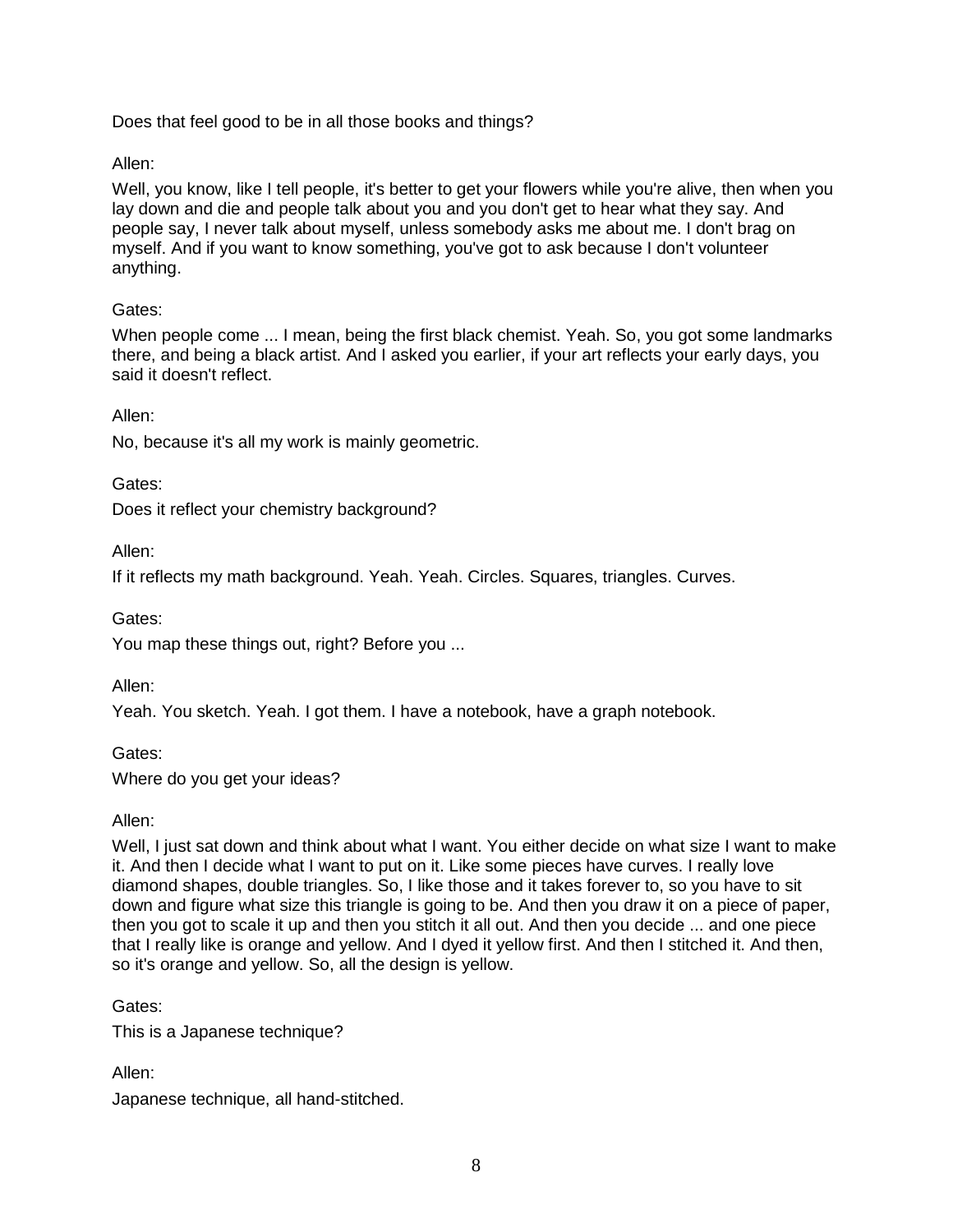Does that feel good to be in all those books and things?

Allen:

Well, you know, like I tell people, it's better to get your flowers while you're alive, then when you lay down and die and people talk about you and you don't get to hear what they say. And people say, I never talk about myself, unless somebody asks me about me. I don't brag on myself. And if you want to know something, you've got to ask because I don't volunteer anything.

Gates:

When people come ... I mean, being the first black chemist. Yeah. So, you got some landmarks there, and being a black artist. And I asked you earlier, if your art reflects your early days, you said it doesn't reflect.

Allen:

No, because it's all my work is mainly geometric.

Gates:

Does it reflect your chemistry background?

Allen:

If it reflects my math background. Yeah. Yeah. Circles. Squares, triangles. Curves.

Gates:

You map these things out, right? Before you ...

Allen:

Yeah. You sketch. Yeah. I got them. I have a notebook, have a graph notebook.

Gates:

Where do you get your ideas?

Allen:

Well, I just sat down and think about what I want. You either decide on what size I want to make it. And then I decide what I want to put on it. Like some pieces have curves. I really love diamond shapes, double triangles. So, I like those and it takes forever to, so you have to sit down and figure what size this triangle is going to be. And then you draw it on a piece of paper, then you got to scale it up and then you stitch it all out. And then you decide ... and one piece that I really like is orange and yellow. And I dyed it yellow first. And then I stitched it. And then, so it's orange and yellow. So, all the design is yellow.

Gates:

This is a Japanese technique?

Allen:

Japanese technique, all hand-stitched.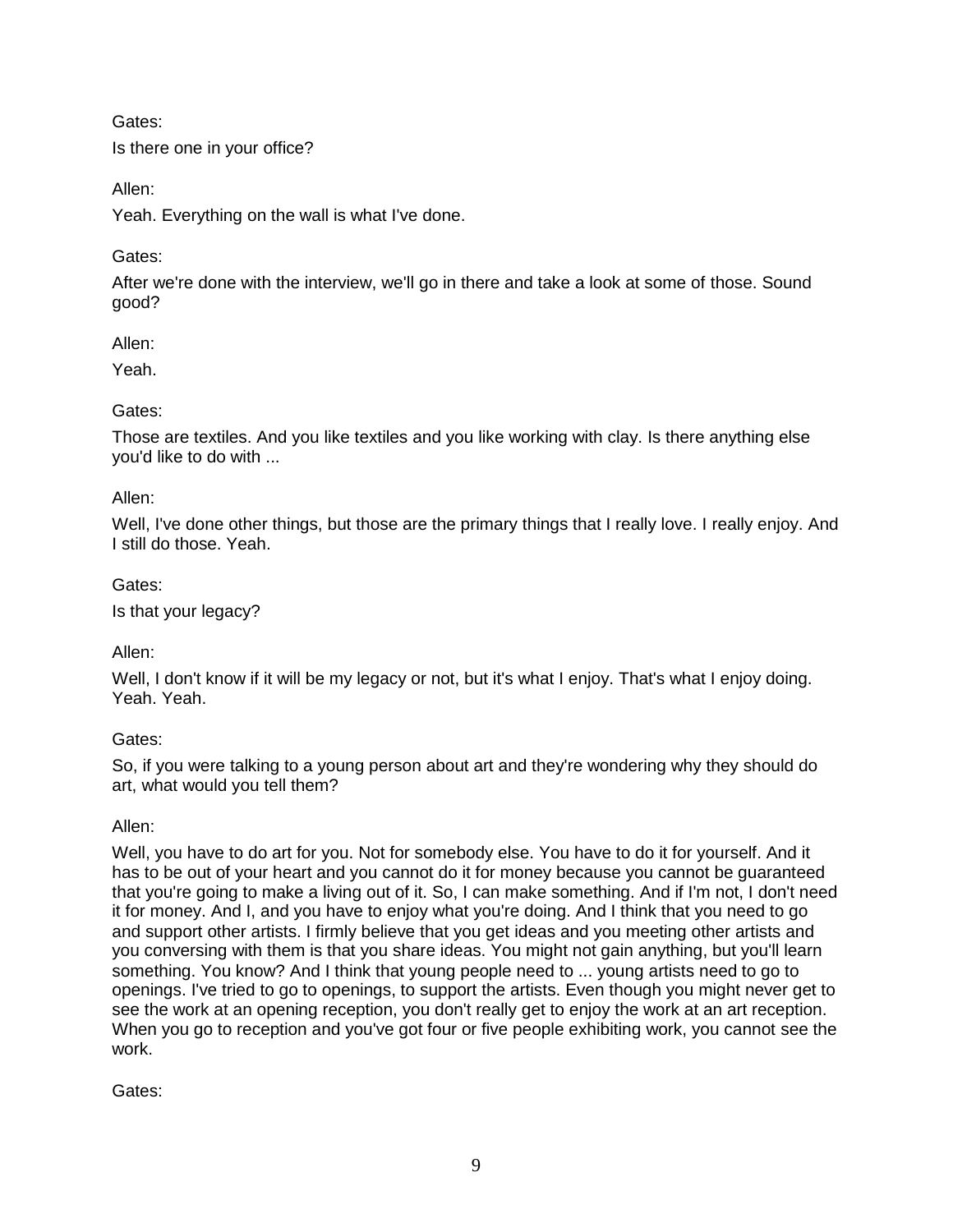Gates:

Is there one in your office?

Allen:

Yeah. Everything on the wall is what I've done.

Gates:

After we're done with the interview, we'll go in there and take a look at some of those. Sound good?

Allen:

Yeah.

Gates:

Those are textiles. And you like textiles and you like working with clay. Is there anything else you'd like to do with ...

Allen:

Well, I've done other things, but those are the primary things that I really love. I really enjoy. And I still do those. Yeah.

Gates:

Is that your legacy?

Allen:

Well, I don't know if it will be my legacy or not, but it's what I enjoy. That's what I enjoy doing. Yeah. Yeah.

Gates:

So, if you were talking to a young person about art and they're wondering why they should do art, what would you tell them?

Allen:

Well, you have to do art for you. Not for somebody else. You have to do it for yourself. And it has to be out of your heart and you cannot do it for money because you cannot be guaranteed that you're going to make a living out of it. So, I can make something. And if I'm not, I don't need it for money. And I, and you have to enjoy what you're doing. And I think that you need to go and support other artists. I firmly believe that you get ideas and you meeting other artists and you conversing with them is that you share ideas. You might not gain anything, but you'll learn something. You know? And I think that young people need to ... young artists need to go to openings. I've tried to go to openings, to support the artists. Even though you might never get to see the work at an opening reception, you don't really get to enjoy the work at an art reception. When you go to reception and you've got four or five people exhibiting work, you cannot see the work.

Gates: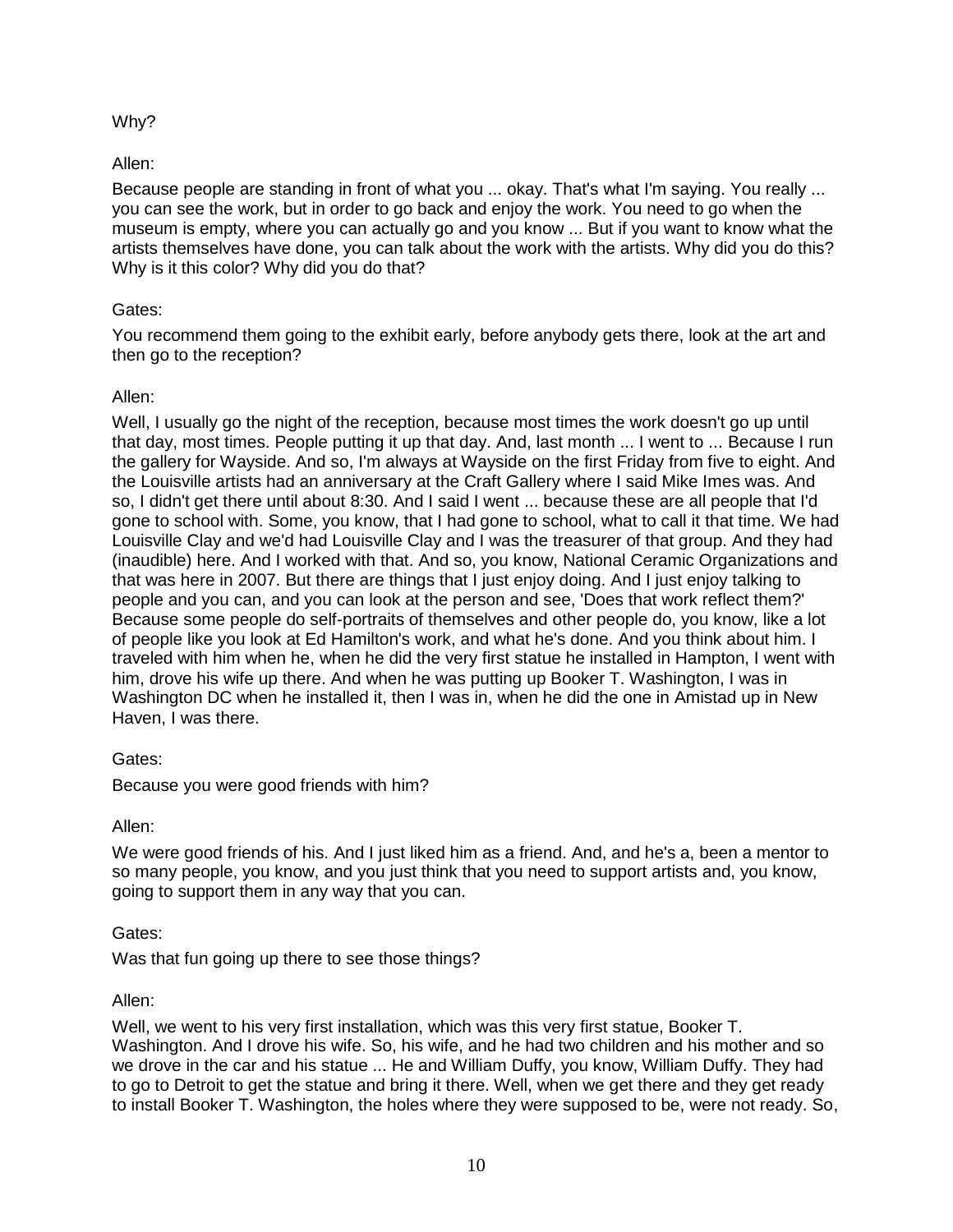Why?

Allen:

Because people are standing in front of what you ... okay. That's what I'm saying. You really ... you can see the work, but in order to go back and enjoy the work. You need to go when the museum is empty, where you can actually go and you know ... But if you want to know what the artists themselves have done, you can talk about the work with the artists. Why did you do this? Why is it this color? Why did you do that?

Gates:

You recommend them going to the exhibit early, before anybody gets there, look at the art and then go to the reception?

Allen:

Well, I usually go the night of the reception, because most times the work doesn't go up until that day, most times. People putting it up that day. And, last month ... I went to ... Because I run the gallery for Wayside. And so, I'm always at Wayside on the first Friday from five to eight. And the Louisville artists had an anniversary at the Craft Gallery where I said Mike Imes was. And so, I didn't get there until about 8:30. And I said I went ... because these are all people that I'd gone to school with. Some, you know, that I had gone to school, what to call it that time. We had Louisville Clay and we'd had Louisville Clay and I was the treasurer of that group. And they had (inaudible) here. And I worked with that. And so, you know, National Ceramic Organizations and that was here in 2007. But there are things that I just enjoy doing. And I just enjoy talking to people and you can, and you can look at the person and see, 'Does that work reflect them?' Because some people do self-portraits of themselves and other people do, you know, like a lot of people like you look at Ed Hamilton's work, and what he's done. And you think about him. I traveled with him when he, when he did the very first statue he installed in Hampton, I went with him, drove his wife up there. And when he was putting up Booker T. Washington, I was in Washington DC when he installed it, then I was in, when he did the one in Amistad up in New Haven, I was there.

Gates:

Because you were good friends with him?

Allen:

We were good friends of his. And I just liked him as a friend. And, and he's a, been a mentor to so many people, you know, and you just think that you need to support artists and, you know, going to support them in any way that you can.

Gates:

Was that fun going up there to see those things?

Allen:

Well, we went to his very first installation, which was this very first statue, Booker T. Washington. And I drove his wife. So, his wife, and he had two children and his mother and so we drove in the car and his statue ... He and William Duffy, you know, William Duffy. They had to go to Detroit to get the statue and bring it there. Well, when we get there and they get ready to install Booker T. Washington, the holes where they were supposed to be, were not ready. So,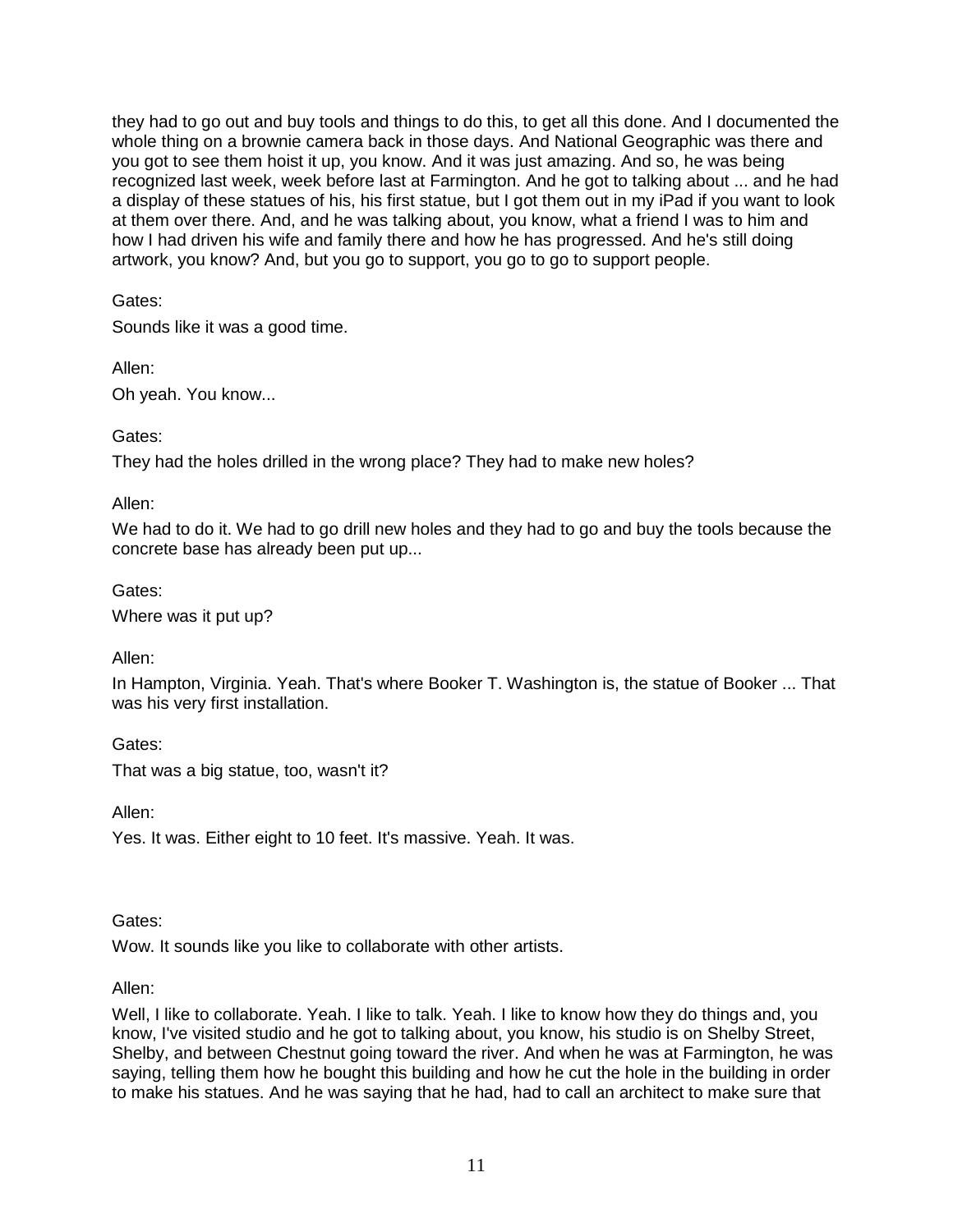they had to go out and buy tools and things to do this, to get all this done. And I documented the whole thing on a brownie camera back in those days. And National Geographic was there and you got to see them hoist it up, you know. And it was just amazing. And so, he was being recognized last week, week before last at Farmington. And he got to talking about ... and he had a display of these statues of his, his first statue, but I got them out in my iPad if you want to look at them over there. And, and he was talking about, you know, what a friend I was to him and how I had driven his wife and family there and how he has progressed. And he's still doing artwork, you know? And, but you go to support, you go to go to support people.

Gates:

Sounds like it was a good time.

Allen:

Oh yeah. You know...

Gates:

They had the holes drilled in the wrong place? They had to make new holes?

Allen:

We had to do it. We had to go drill new holes and they had to go and buy the tools because the concrete base has already been put up...

Gates:

Where was it put up?

Allen:

In Hampton, Virginia. Yeah. That's where Booker T. Washington is, the statue of Booker ... That was his very first installation.

Gates:

That was a big statue, too, wasn't it?

Allen:

Yes. It was. Either eight to 10 feet. It's massive. Yeah. It was.

Gates:

Wow. It sounds like you like to collaborate with other artists.

Allen:

Well, I like to collaborate. Yeah. I like to talk. Yeah. I like to know how they do things and, you know, I've visited studio and he got to talking about, you know, his studio is on Shelby Street, Shelby, and between Chestnut going toward the river. And when he was at Farmington, he was saying, telling them how he bought this building and how he cut the hole in the building in order to make his statues. And he was saying that he had, had to call an architect to make sure that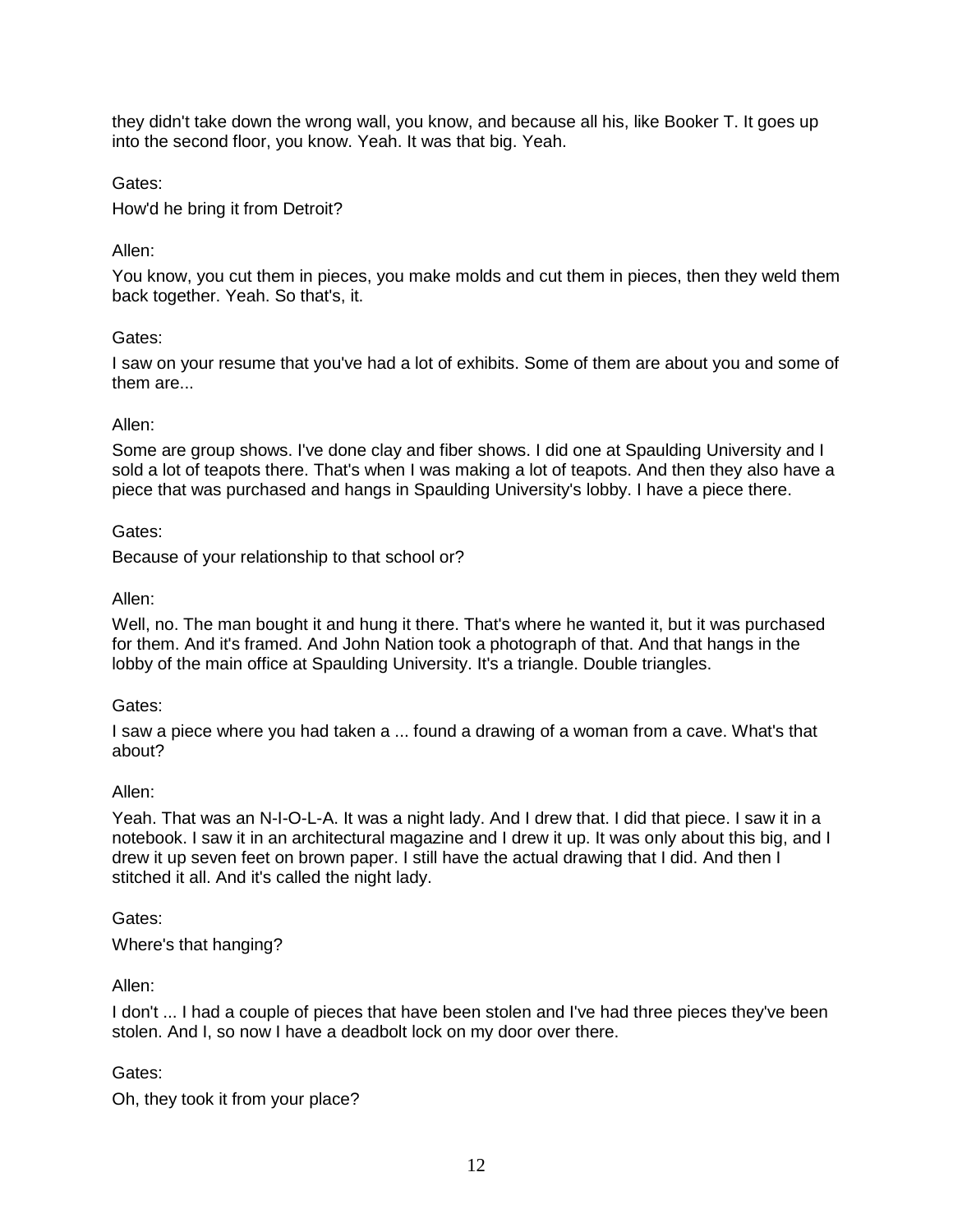they didn't take down the wrong wall, you know, and because all his, like Booker T. It goes up into the second floor, you know. Yeah. It was that big. Yeah.

Gates:

How'd he bring it from Detroit?

Allen:

You know, you cut them in pieces, you make molds and cut them in pieces, then they weld them back together. Yeah. So that's, it.

Gates:

I saw on your resume that you've had a lot of exhibits. Some of them are about you and some of them are...

Allen:

Some are group shows. I've done clay and fiber shows. I did one at Spaulding University and I sold a lot of teapots there. That's when I was making a lot of teapots. And then they also have a piece that was purchased and hangs in Spaulding University's lobby. I have a piece there.

Gates:

Because of your relationship to that school or?

Allen:

Well, no. The man bought it and hung it there. That's where he wanted it, but it was purchased for them. And it's framed. And John Nation took a photograph of that. And that hangs in the lobby of the main office at Spaulding University. It's a triangle. Double triangles.

Gates:

I saw a piece where you had taken a ... found a drawing of a woman from a cave. What's that about?

Allen:

Yeah. That was an N-I-O-L-A. It was a night lady. And I drew that. I did that piece. I saw it in a notebook. I saw it in an architectural magazine and I drew it up. It was only about this big, and I drew it up seven feet on brown paper. I still have the actual drawing that I did. And then I stitched it all. And it's called the night lady.

Gates:

Where's that hanging?

Allen:

I don't ... I had a couple of pieces that have been stolen and I've had three pieces they've been stolen. And I, so now I have a deadbolt lock on my door over there.

Gates:

Oh, they took it from your place?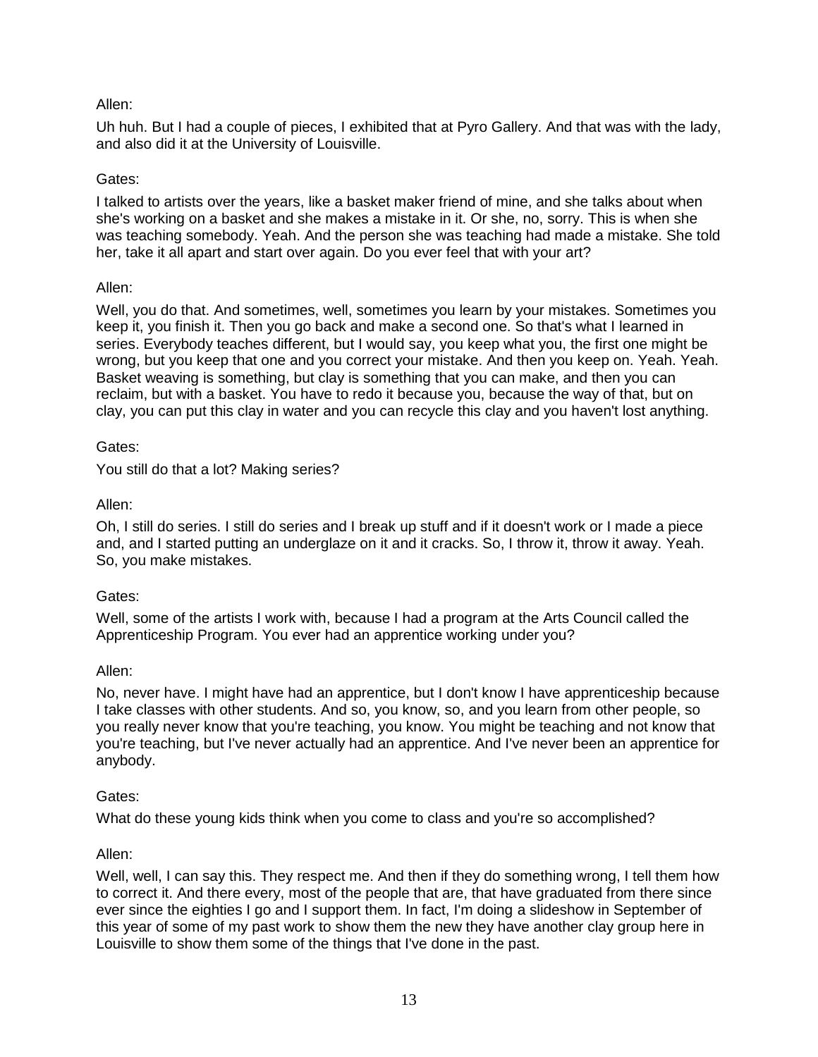Allen:

Uh huh. But I had a couple of pieces, I exhibited that at Pyro Gallery. And that was with the lady, and also did it at the University of Louisville.

Gates:

I talked to artists over the years, like a basket maker friend of mine, and she talks about when she's working on a basket and she makes a mistake in it. Or she, no, sorry. This is when she was teaching somebody. Yeah. And the person she was teaching had made a mistake. She told her, take it all apart and start over again. Do you ever feel that with your art?

Allen:

Well, you do that. And sometimes, well, sometimes you learn by your mistakes. Sometimes you keep it, you finish it. Then you go back and make a second one. So that's what I learned in series. Everybody teaches different, but I would say, you keep what you, the first one might be wrong, but you keep that one and you correct your mistake. And then you keep on. Yeah. Yeah. Basket weaving is something, but clay is something that you can make, and then you can reclaim, but with a basket. You have to redo it because you, because the way of that, but on clay, you can put this clay in water and you can recycle this clay and you haven't lost anything.

Gates:

You still do that a lot? Making series?

Allen:

Oh, I still do series. I still do series and I break up stuff and if it doesn't work or I made a piece and, and I started putting an underglaze on it and it cracks. So, I throw it, throw it away. Yeah. So, you make mistakes.

Gates:

Well, some of the artists I work with, because I had a program at the Arts Council called the Apprenticeship Program. You ever had an apprentice working under you?

Allen:

No, never have. I might have had an apprentice, but I don't know I have apprenticeship because I take classes with other students. And so, you know, so, and you learn from other people, so you really never know that you're teaching, you know. You might be teaching and not know that you're teaching, but I've never actually had an apprentice. And I've never been an apprentice for anybody.

Gates:

What do these young kids think when you come to class and you're so accomplished?

Allen:

Well, well, I can say this. They respect me. And then if they do something wrong, I tell them how to correct it. And there every, most of the people that are, that have graduated from there since ever since the eighties I go and I support them. In fact, I'm doing a slideshow in September of this year of some of my past work to show them the new they have another clay group here in Louisville to show them some of the things that I've done in the past.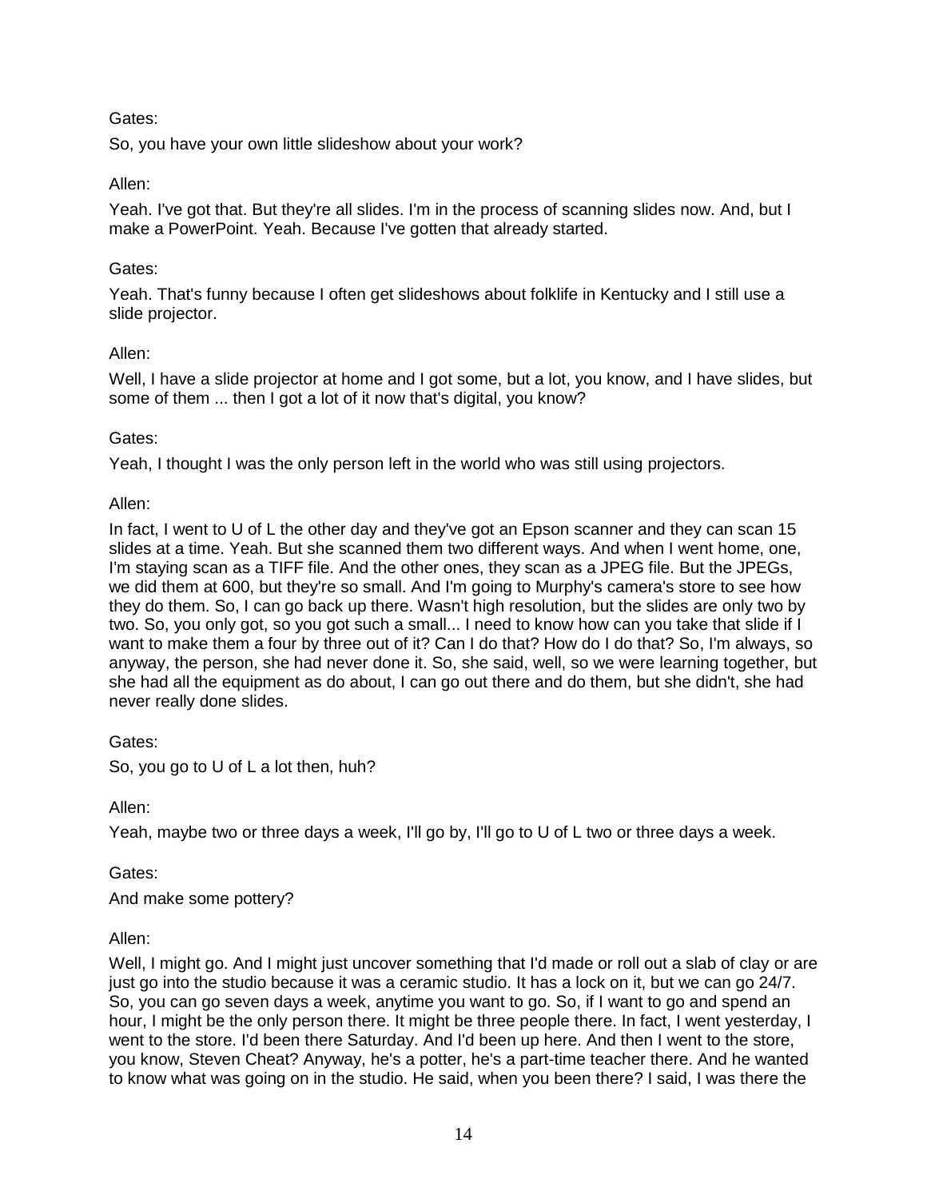Gates:

So, you have your own little slideshow about your work?

Allen:

Yeah. I've got that. But they're all slides. I'm in the process of scanning slides now. And, but I make a PowerPoint. Yeah. Because I've gotten that already started.

Gates:

Yeah. That's funny because I often get slideshows about folklife in Kentucky and I still use a slide projector.

Allen:

Well, I have a slide projector at home and I got some, but a lot, you know, and I have slides, but some of them ... then I got a lot of it now that's digital, you know?

Gates:

Yeah, I thought I was the only person left in the world who was still using projectors.

Allen:

In fact, I went to U of L the other day and they've got an Epson scanner and they can scan 15 slides at a time. Yeah. But she scanned them two different ways. And when I went home, one, I'm staying scan as a TIFF file. And the other ones, they scan as a JPEG file. But the JPEGs, we did them at 600, but they're so small. And I'm going to Murphy's camera's store to see how they do them. So, I can go back up there. Wasn't high resolution, but the slides are only two by two. So, you only got, so you got such a small... I need to know how can you take that slide if I want to make them a four by three out of it? Can I do that? How do I do that? So, I'm always, so anyway, the person, she had never done it. So, she said, well, so we were learning together, but she had all the equipment as do about, I can go out there and do them, but she didn't, she had never really done slides.

Gates:

So, you go to U of L a lot then, huh?

Allen:

Yeah, maybe two or three days a week, I'll go by, I'll go to U of L two or three days a week.

Gates:

And make some pottery?

Allen:

Well, I might go. And I might just uncover something that I'd made or roll out a slab of clay or are just go into the studio because it was a ceramic studio. It has a lock on it, but we can go 24/7. So, you can go seven days a week, anytime you want to go. So, if I want to go and spend an hour, I might be the only person there. It might be three people there. In fact, I went yesterday, I went to the store. I'd been there Saturday. And I'd been up here. And then I went to the store, you know, Steven Cheat? Anyway, he's a potter, he's a part-time teacher there. And he wanted to know what was going on in the studio. He said, when you been there? I said, I was there the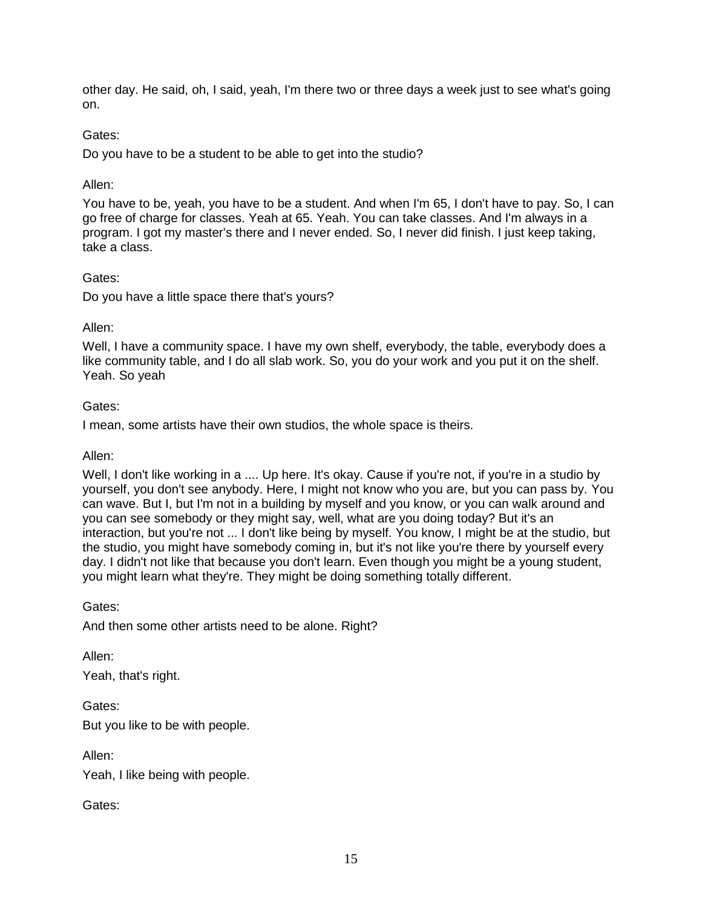other day. He said, oh, I said, yeah, I'm there two or three days a week just to see what's going on.

Gates:

Do you have to be a student to be able to get into the studio?

Allen:

You have to be, yeah, you have to be a student. And when I'm 65, I don't have to pay. So, I can go free of charge for classes. Yeah at 65. Yeah. You can take classes. And I'm always in a program. I got my master's there and I never ended. So, I never did finish. I just keep taking, take a class.

Gates:

Do you have a little space there that's yours?

Allen:

Well, I have a community space. I have my own shelf, everybody, the table, everybody does a like community table, and I do all slab work. So, you do your work and you put it on the shelf. Yeah. So yeah

Gates:

I mean, some artists have their own studios, the whole space is theirs.

Allen:

Well, I don't like working in a .... Up here. It's okay. Cause if you're not, if you're in a studio by yourself, you don't see anybody. Here, I might not know who you are, but you can pass by. You can wave. But I, but I'm not in a building by myself and you know, or you can walk around and you can see somebody or they might say, well, what are you doing today? But it's an interaction, but you're not ... I don't like being by myself. You know, I might be at the studio, but the studio, you might have somebody coming in, but it's not like you're there by yourself every day. I didn't not like that because you don't learn. Even though you might be a young student, you might learn what they're. They might be doing something totally different.

Gates:

And then some other artists need to be alone. Right?

Allen:

Yeah, that's right.

Gates:

But you like to be with people.

Allen:

Yeah, I like being with people.

Gates: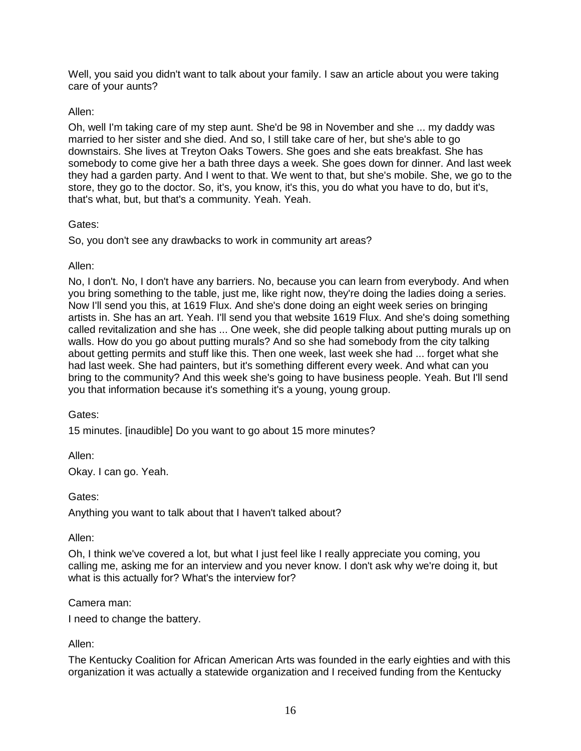Well, you said you didn't want to talk about your family. I saw an article about you were taking care of your aunts?

Allen:

Oh, well I'm taking care of my step aunt. She'd be 98 in November and she ... my daddy was married to her sister and she died. And so, I still take care of her, but she's able to go downstairs. She lives at Treyton Oaks Towers. She goes and she eats breakfast. She has somebody to come give her a bath three days a week. She goes down for dinner. And last week they had a garden party. And I went to that. We went to that, but she's mobile. She, we go to the store, they go to the doctor. So, it's, you know, it's this, you do what you have to do, but it's, that's what, but, but that's a community. Yeah. Yeah.

Gates:

So, you don't see any drawbacks to work in community art areas?

Allen:

No, I don't. No, I don't have any barriers. No, because you can learn from everybody. And when you bring something to the table, just me, like right now, they're doing the ladies doing a series. Now I'll send you this, at 1619 Flux. And she's done doing an eight week series on bringing artists in. She has an art. Yeah. I'll send you that website 1619 Flux. And she's doing something called revitalization and she has ... One week, she did people talking about putting murals up on walls. How do you go about putting murals? And so she had somebody from the city talking about getting permits and stuff like this. Then one week, last week she had ... forget what she had last week. She had painters, but it's something different every week. And what can you bring to the community? And this week she's going to have business people. Yeah. But I'll send you that information because it's something it's a young, young group.

Gates:

15 minutes. [inaudible] Do you want to go about 15 more minutes?

Allen:

Okay. I can go. Yeah.

Gates:

Anything you want to talk about that I haven't talked about?

Allen:

Oh, I think we've covered a lot, but what I just feel like I really appreciate you coming, you calling me, asking me for an interview and you never know. I don't ask why we're doing it, but what is this actually for? What's the interview for?

Camera man:

I need to change the battery.

Allen:

The Kentucky Coalition for African American Arts was founded in the early eighties and with this organization it was actually a statewide organization and I received funding from the Kentucky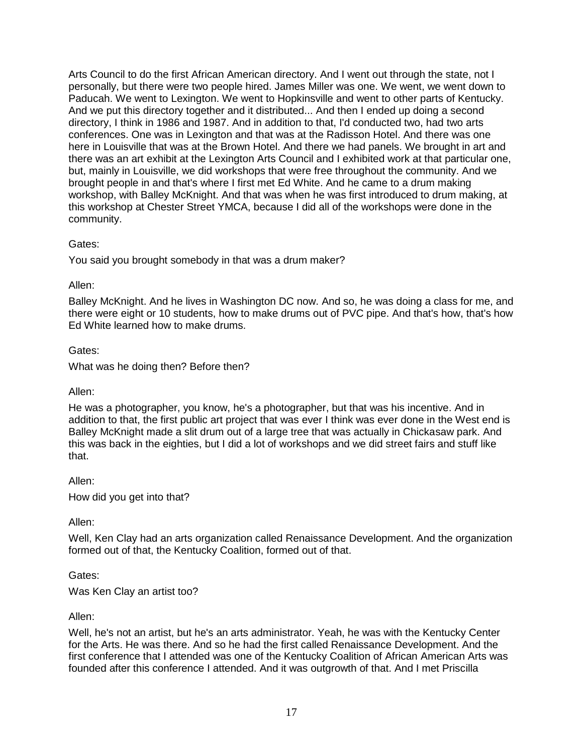Arts Council to do the first African American directory. And I went out through the state, not I personally, but there were two people hired. James Miller was one. We went, we went down to Paducah. We went to Lexington. We went to Hopkinsville and went to other parts of Kentucky. And we put this directory together and it distributed... And then I ended up doing a second directory, I think in 1986 and 1987. And in addition to that, I'd conducted two, had two arts conferences. One was in Lexington and that was at the Radisson Hotel. And there was one here in Louisville that was at the Brown Hotel. And there we had panels. We brought in art and there was an art exhibit at the Lexington Arts Council and I exhibited work at that particular one, but, mainly in Louisville, we did workshops that were free throughout the community. And we brought people in and that's where I first met Ed White. And he came to a drum making workshop, with Balley McKnight. And that was when he was first introduced to drum making, at this workshop at Chester Street YMCA, because I did all of the workshops were done in the community.

Gates:

You said you brought somebody in that was a drum maker?

Allen:

Balley McKnight. And he lives in Washington DC now. And so, he was doing a class for me, and there were eight or 10 students, how to make drums out of PVC pipe. And that's how, that's how Ed White learned how to make drums.

Gates:

What was he doing then? Before then?

Allen:

He was a photographer, you know, he's a photographer, but that was his incentive. And in addition to that, the first public art project that was ever I think was ever done in the West end is Balley McKnight made a slit drum out of a large tree that was actually in Chickasaw park. And this was back in the eighties, but I did a lot of workshops and we did street fairs and stuff like that.

Allen:

How did you get into that?

Allen:

Well, Ken Clay had an arts organization called Renaissance Development. And the organization formed out of that, the Kentucky Coalition, formed out of that.

Gates:

Was Ken Clay an artist too?

Allen:

Well, he's not an artist, but he's an arts administrator. Yeah, he was with the Kentucky Center for the Arts. He was there. And so he had the first called Renaissance Development. And the first conference that I attended was one of the Kentucky Coalition of African American Arts was founded after this conference I attended. And it was outgrowth of that. And I met Priscilla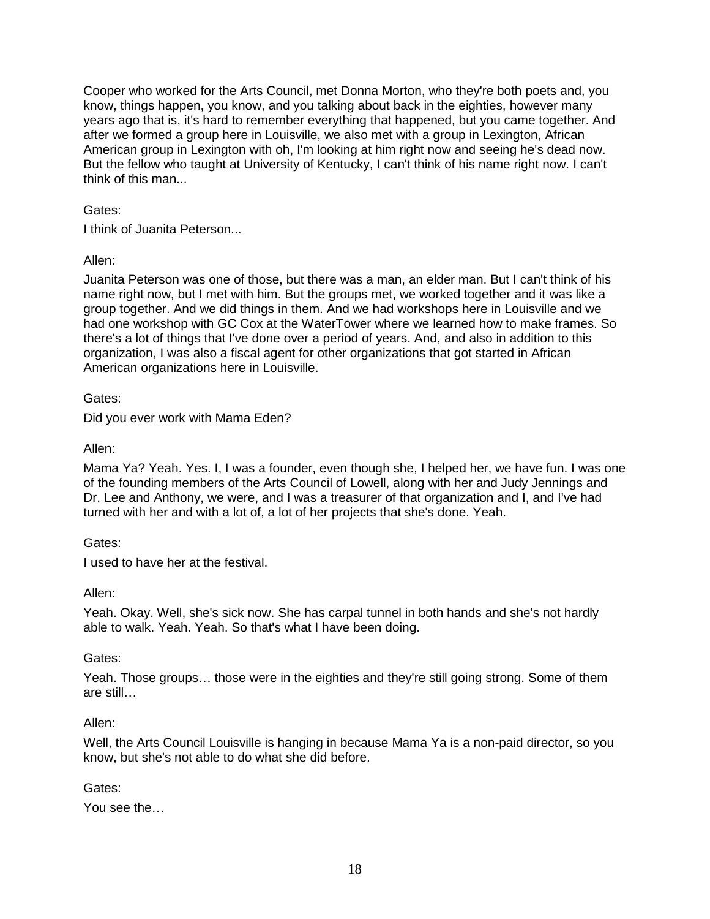Cooper who worked for the Arts Council, met Donna Morton, who they're both poets and, you know, things happen, you know, and you talking about back in the eighties, however many years ago that is, it's hard to remember everything that happened, but you came together. And after we formed a group here in Louisville, we also met with a group in Lexington, African American group in Lexington with oh, I'm looking at him right now and seeing he's dead now. But the fellow who taught at University of Kentucky, I can't think of his name right now. I can't think of this man...

Gates:

I think of Juanita Peterson...

Allen:

Juanita Peterson was one of those, but there was a man, an elder man. But I can't think of his name right now, but I met with him. But the groups met, we worked together and it was like a group together. And we did things in them. And we had workshops here in Louisville and we had one workshop with GC Cox at the WaterTower where we learned how to make frames. So there's a lot of things that I've done over a period of years. And, and also in addition to this organization, I was also a fiscal agent for other organizations that got started in African American organizations here in Louisville.

Gates:

Did you ever work with Mama Eden?

Allen:

Mama Ya? Yeah. Yes. I, I was a founder, even though she, I helped her, we have fun. I was one of the founding members of the Arts Council of Lowell, along with her and Judy Jennings and Dr. Lee and Anthony, we were, and I was a treasurer of that organization and I, and I've had turned with her and with a lot of, a lot of her projects that she's done. Yeah.

Gates:

I used to have her at the festival.

Allen:

Yeah. Okay. Well, she's sick now. She has carpal tunnel in both hands and she's not hardly able to walk. Yeah. Yeah. So that's what I have been doing.

Gates:

Yeah. Those groups… those were in the eighties and they're still going strong. Some of them are still…

Allen:

Well, the Arts Council Louisville is hanging in because Mama Ya is a non-paid director, so you know, but she's not able to do what she did before.

Gates:

You see the…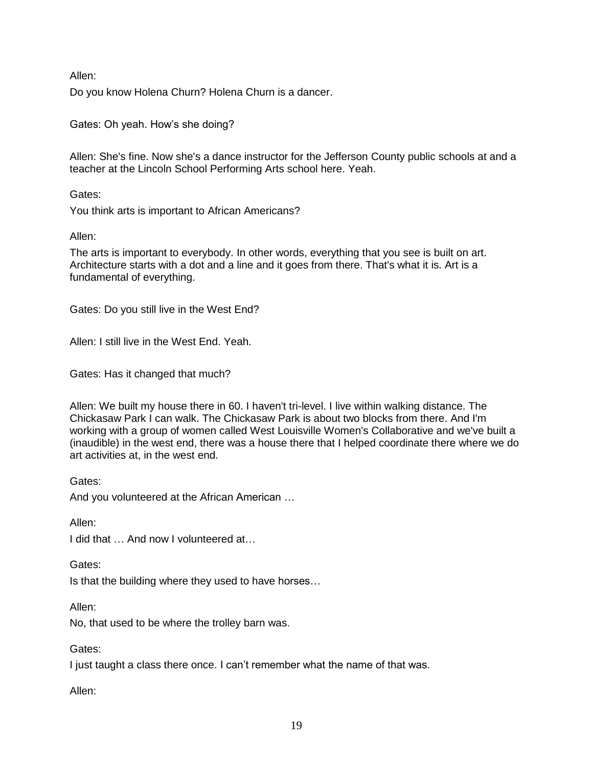Allen:

Do you know Holena Churn? Holena Churn is a dancer.

Gates: Oh yeah. How's she doing?

Allen: She's fine. Now she's a dance instructor for the Jefferson County public schools at and a teacher at the Lincoln School Performing Arts school here. Yeah.

Gates:

You think arts is important to African Americans?

Allen:

The arts is important to everybody. In other words, everything that you see is built on art. Architecture starts with a dot and a line and it goes from there. That's what it is. Art is a fundamental of everything.

Gates: Do you still live in the West End?

Allen: I still live in the West End. Yeah.

Gates: Has it changed that much?

Allen: We built my house there in 60. I haven't tri-level. I live within walking distance. The Chickasaw Park I can walk. The Chickasaw Park is about two blocks from there. And I'm working with a group of women called West Louisville Women's Collaborative and we've built a (inaudible) in the west end, there was a house there that I helped coordinate there where we do art activities at, in the west end.

Gates:

And you volunteered at the African American …

Allen:

I did that … And now I volunteered at…

Gates:

Is that the building where they used to have horses…

Allen:

No, that used to be where the trolley barn was.

Gates:

I just taught a class there once. I can't remember what the name of that was.

Allen: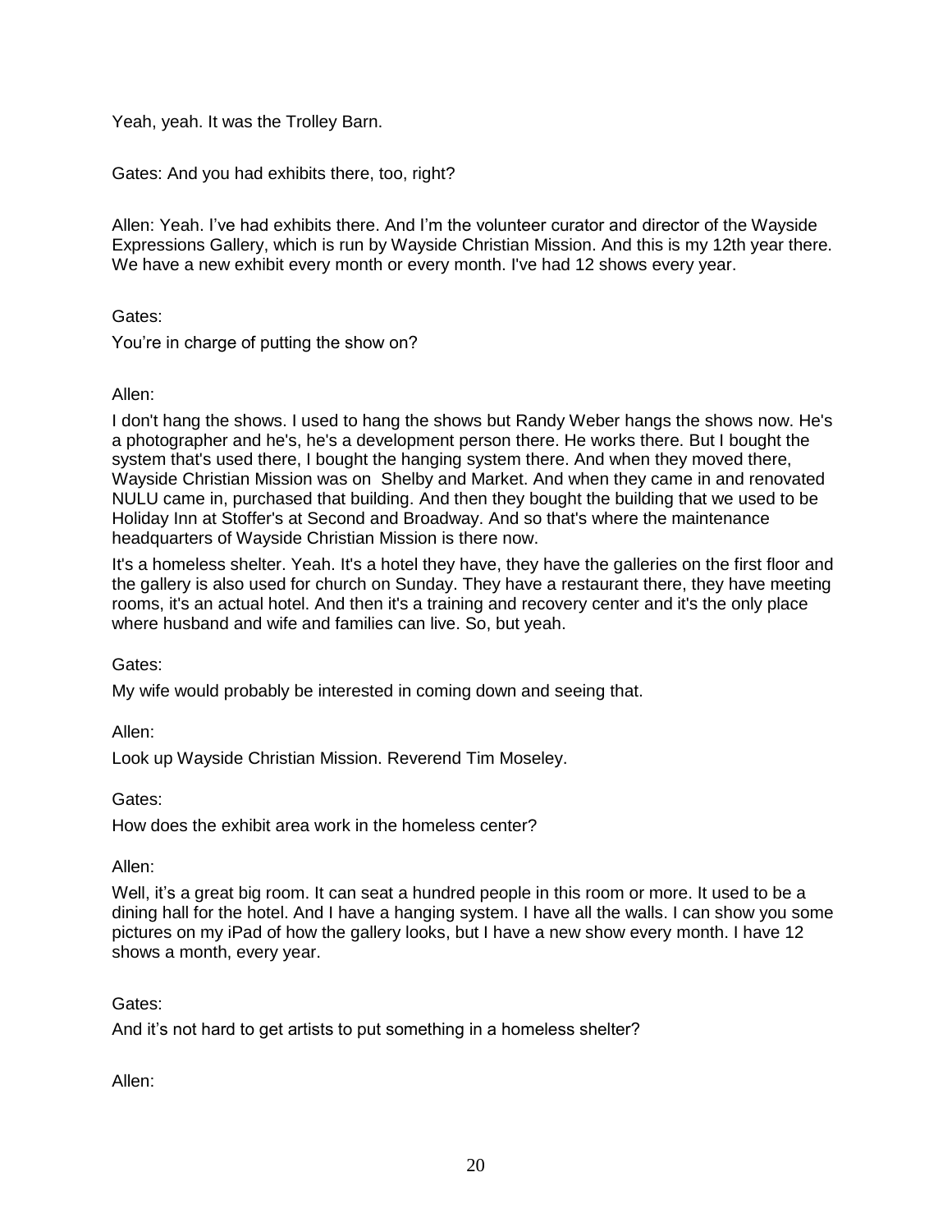Yeah, yeah. It was the Trolley Barn.

Gates: And you had exhibits there, too, right?

Allen: Yeah. I've had exhibits there. And I'm the volunteer curator and director of the Wayside Expressions Gallery, which is run by Wayside Christian Mission. And this is my 12th year there. We have a new exhibit every month or every month. I've had 12 shows every year.

Gates:

You're in charge of putting the show on?

Allen:

I don't hang the shows. I used to hang the shows but Randy Weber hangs the shows now. He's a photographer and he's, he's a development person there. He works there. But I bought the system that's used there, I bought the hanging system there. And when they moved there, Wayside Christian Mission was on Shelby and Market. And when they came in and renovated NULU came in, purchased that building. And then they bought the building that we used to be Holiday Inn at Stoffer's at Second and Broadway. And so that's where the maintenance headquarters of Wayside Christian Mission is there now.

It's a homeless shelter. Yeah. It's a hotel they have, they have the galleries on the first floor and the gallery is also used for church on Sunday. They have a restaurant there, they have meeting rooms, it's an actual hotel. And then it's a training and recovery center and it's the only place where husband and wife and families can live. So, but yeah.

Gates:

My wife would probably be interested in coming down and seeing that.

Allen:

Look up Wayside Christian Mission. Reverend Tim Moseley.

Gates:

How does the exhibit area work in the homeless center?

Allen:

Well, it's a great big room. It can seat a hundred people in this room or more. It used to be a dining hall for the hotel. And I have a hanging system. I have all the walls. I can show you some pictures on my iPad of how the gallery looks, but I have a new show every month. I have 12 shows a month, every year.

Gates:

And it's not hard to get artists to put something in a homeless shelter?

Allen: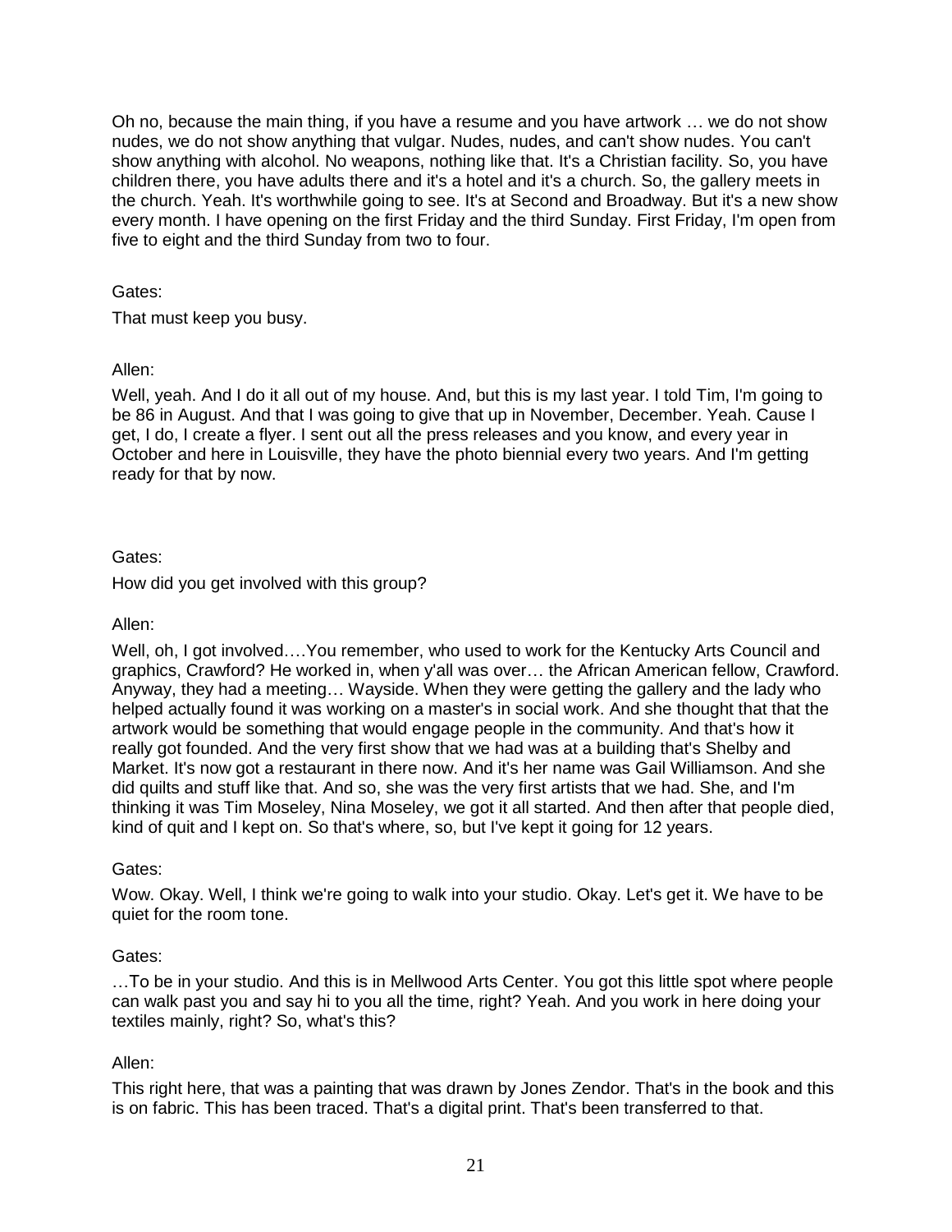Oh no, because the main thing, if you have a resume and you have artwork … we do not show nudes, we do not show anything that vulgar. Nudes, nudes, and can't show nudes. You can't show anything with alcohol. No weapons, nothing like that. It's a Christian facility. So, you have children there, you have adults there and it's a hotel and it's a church. So, the gallery meets in the church. Yeah. It's worthwhile going to see. It's at Second and Broadway. But it's a new show every month. I have opening on the first Friday and the third Sunday. First Friday, I'm open from five to eight and the third Sunday from two to four.

Gates:

That must keep you busy.

Allen:

Well, yeah. And I do it all out of my house. And, but this is my last year. I told Tim, I'm going to be 86 in August. And that I was going to give that up in November, December. Yeah. Cause I get, I do, I create a flyer. I sent out all the press releases and you know, and every year in October and here in Louisville, they have the photo biennial every two years. And I'm getting ready for that by now.

Gates:

How did you get involved with this group?

Allen:

Well, oh, I got involved….You remember, who used to work for the Kentucky Arts Council and graphics, Crawford? He worked in, when y'all was over… the African American fellow, Crawford. Anyway, they had a meeting… Wayside. When they were getting the gallery and the lady who helped actually found it was working on a master's in social work. And she thought that that the artwork would be something that would engage people in the community. And that's how it really got founded. And the very first show that we had was at a building that's Shelby and Market. It's now got a restaurant in there now. And it's her name was Gail Williamson. And she did quilts and stuff like that. And so, she was the very first artists that we had. She, and I'm thinking it was Tim Moseley, Nina Moseley, we got it all started. And then after that people died, kind of quit and I kept on. So that's where, so, but I've kept it going for 12 years.

Gates:

Wow. Okay. Well, I think we're going to walk into your studio. Okay. Let's get it. We have to be quiet for the room tone.

Gates:

…To be in your studio. And this is in Mellwood Arts Center. You got this little spot where people can walk past you and say hi to you all the time, right? Yeah. And you work in here doing your textiles mainly, right? So, what's this?

Allen:

This right here, that was a painting that was drawn by Jones Zendor. That's in the book and this is on fabric. This has been traced. That's a digital print. That's been transferred to that.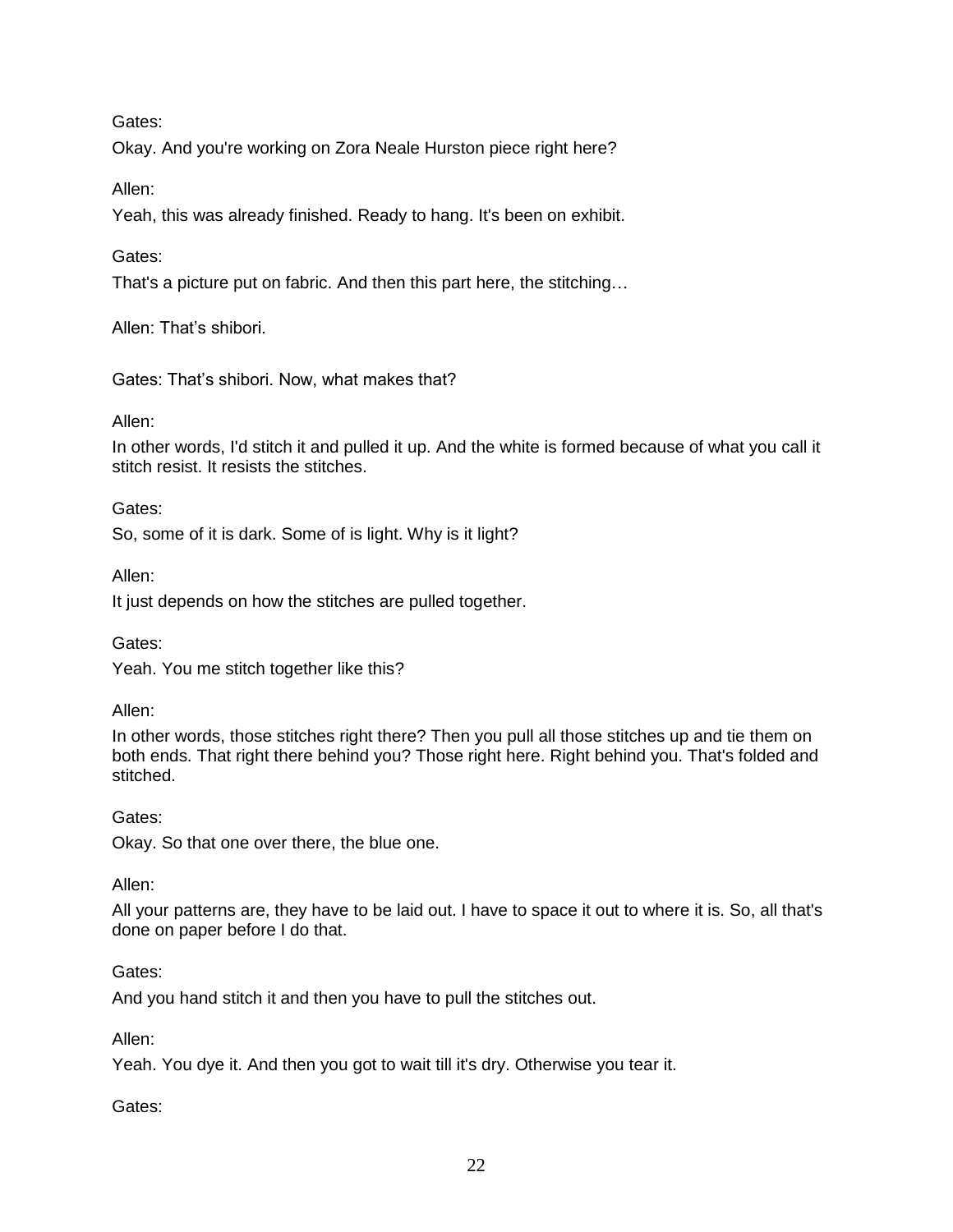Gates:

Okay. And you're working on Zora Neale Hurston piece right here?

Allen:

Yeah, this was already finished. Ready to hang. It's been on exhibit.

Gates:

That's a picture put on fabric. And then this part here, the stitching…

Allen: That's shibori.

Gates: That's shibori. Now, what makes that?

Allen:

In other words, I'd stitch it and pulled it up. And the white is formed because of what you call it stitch resist. It resists the stitches.

Gates:

So, some of it is dark. Some of is light. Why is it light?

Allen:

It just depends on how the stitches are pulled together.

Gates:

Yeah. You me stitch together like this?

Allen:

In other words, those stitches right there? Then you pull all those stitches up and tie them on both ends. That right there behind you? Those right here. Right behind you. That's folded and stitched.

Gates:

Okay. So that one over there, the blue one.

Allen:

All your patterns are, they have to be laid out. I have to space it out to where it is. So, all that's done on paper before I do that.

Gates:

And you hand stitch it and then you have to pull the stitches out.

Allen:

Yeah. You dye it. And then you got to wait till it's dry. Otherwise you tear it.

Gates: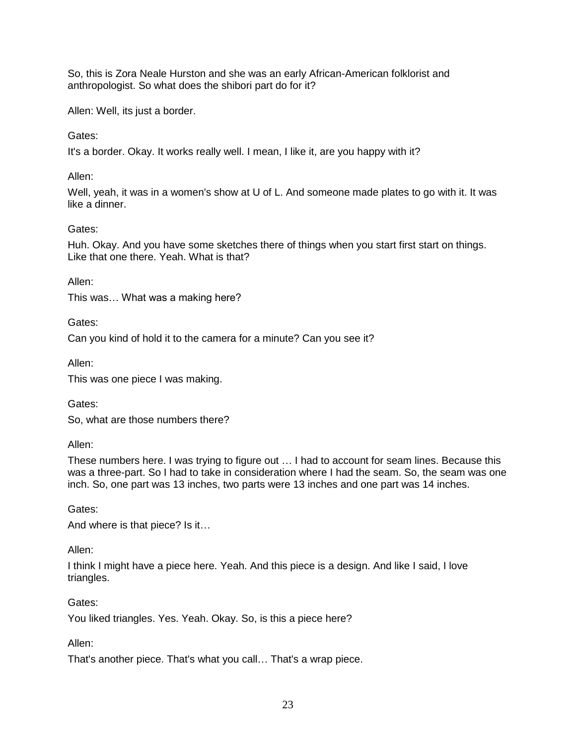So, this is Zora Neale Hurston and she was an early African-American folklorist and anthropologist. So what does the shibori part do for it?

Allen: Well, its just a border.

Gates:

It's a border. Okay. It works really well. I mean, I like it, are you happy with it?

Allen:

Well, yeah, it was in a women's show at U of L. And someone made plates to go with it. It was like a dinner.

Gates:

Huh. Okay. And you have some sketches there of things when you start first start on things. Like that one there. Yeah. What is that?

Allen:

This was… What was a making here?

Gates:

Can you kind of hold it to the camera for a minute? Can you see it?

Allen:

This was one piece I was making.

Gates:

So, what are those numbers there?

Allen:

These numbers here. I was trying to figure out … I had to account for seam lines. Because this was a three-part. So I had to take in consideration where I had the seam. So, the seam was one inch. So, one part was 13 inches, two parts were 13 inches and one part was 14 inches.

Gates:

And where is that piece? Is it…

Allen:

I think I might have a piece here. Yeah. And this piece is a design. And like I said, I love triangles.

Gates:

You liked triangles. Yes. Yeah. Okay. So, is this a piece here?

Allen:

That's another piece. That's what you call… That's a wrap piece.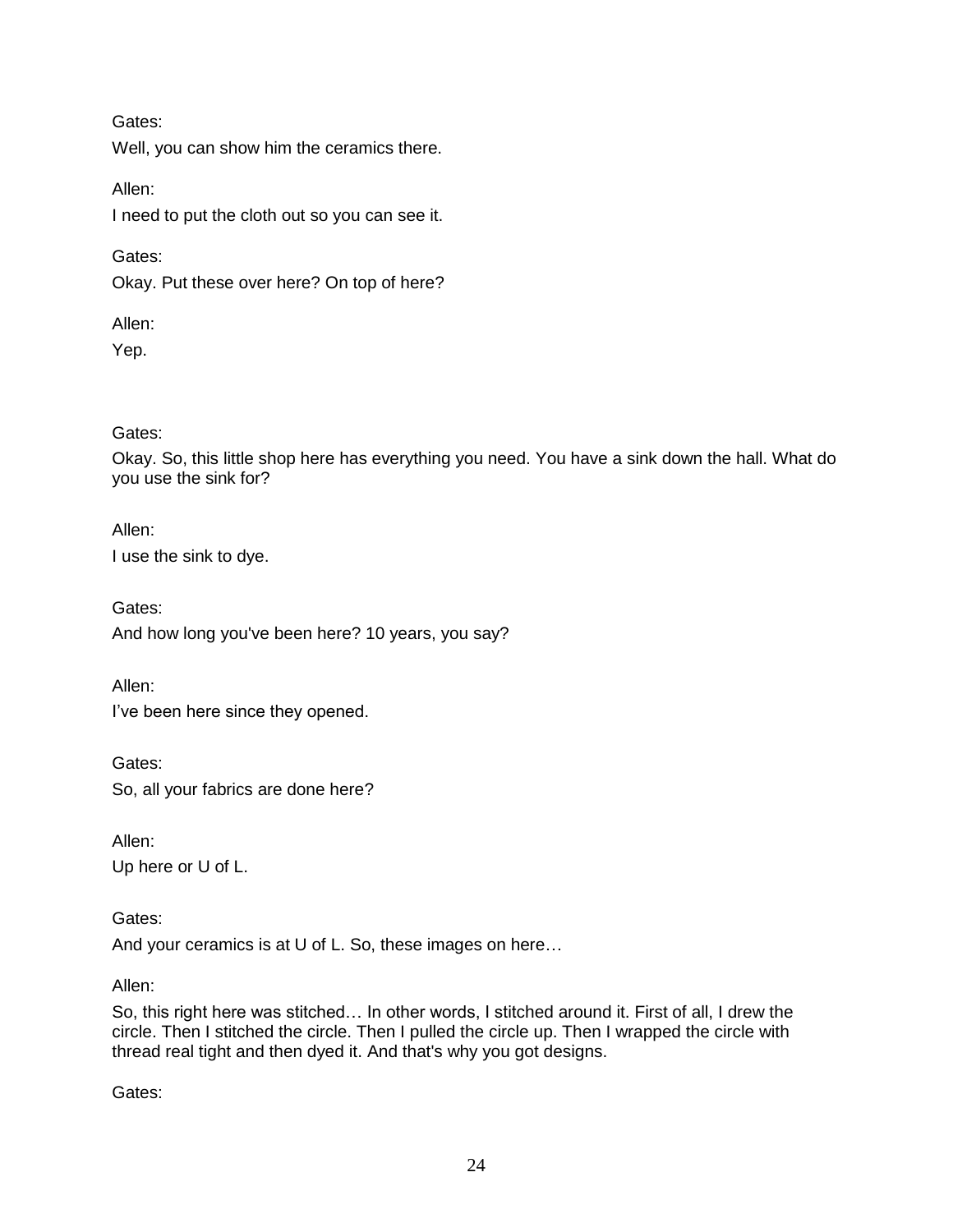Gates:

Well, you can show him the ceramics there.

Allen:

I need to put the cloth out so you can see it.

Gates:

Okay. Put these over here? On top of here?

Allen:

Yep.

Gates:

Okay. So, this little shop here has everything you need. You have a sink down the hall. What do you use the sink for?

Allen:

I use the sink to dye.

Gates:

And how long you've been here? 10 years, you say?

Allen:

I've been here since they opened.

Gates:

So, all your fabrics are done here?

Allen:

Up here or U of L.

Gates:

And your ceramics is at U of L. So, these images on here…

Allen:

So, this right here was stitched… In other words, I stitched around it. First of all, I drew the circle. Then I stitched the circle. Then I pulled the circle up. Then I wrapped the circle with thread real tight and then dyed it. And that's why you got designs.

Gates: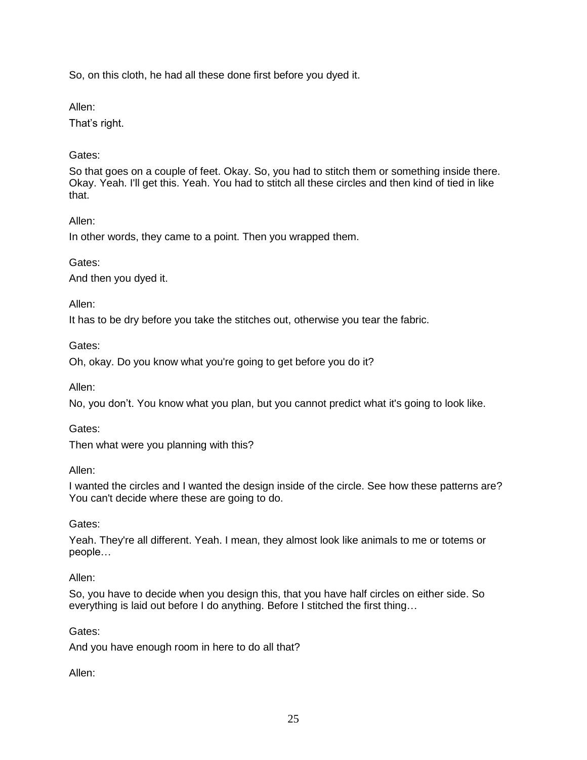So, on this cloth, he had all these done first before you dyed it.

Allen:

That’s right.

Gates:

So that goes on a couple of feet. Okay. So, you had to stitch them or something inside there. Okay. Yeah. I'll get this. Yeah. You had to stitch all these circles and then kind of tied in like that.

Allen:

In other words, they came to a point. Then you wrapped them.

Gates:

And then you dyed it.

Allen:

It has to be dry before you take the stitches out, otherwise you tear the fabric.

Gates:

Oh, okay. Do you know what you're going to get before you do it?

Allen:

No, you don’t. You know what you plan, but you cannot predict what it's going to look like.

Gates:

Then what were you planning with this?

Allen:

I wanted the circles and I wanted the design inside of the circle. See how these patterns are? You can't decide where these are going to do.

Gates:

Yeah. They're all different. Yeah. I mean, they almost look like animals to me or totems or people…

Allen:

So, you have to decide when you design this, that you have half circles on either side. So everything is laid out before I do anything. Before I stitched the first thing…

Gates:

And you have enough room in here to do all that?

Allen: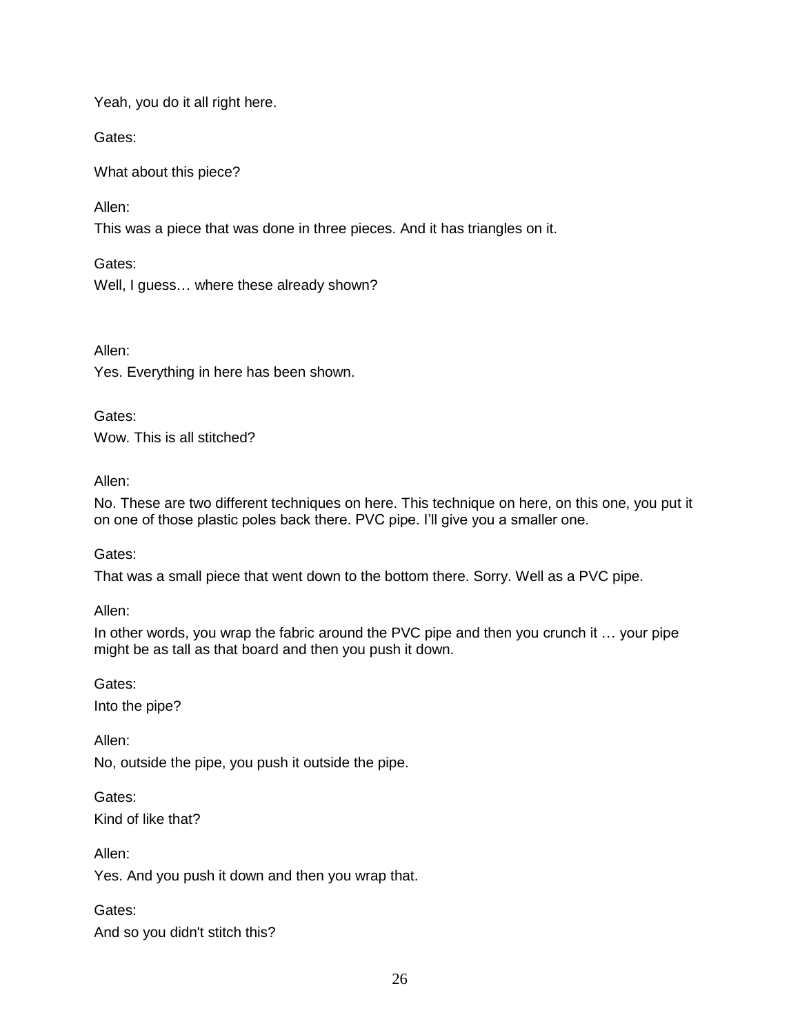Yeah, you do it all right here.

Gates:

What about this piece?

Allen:

This was a piece that was done in three pieces. And it has triangles on it.

Gates:

Well, I guess… where these already shown?

Allen:

Yes. Everything in here has been shown.

Gates:

Wow. This is all stitched?

Allen:

No. These are two different techniques on here. This technique on here, on this one, you put it on one of those plastic poles back there. PVC pipe. I'll give you a smaller one.

Gates:

That was a small piece that went down to the bottom there. Sorry. Well as a PVC pipe.

Allen:

In other words, you wrap the fabric around the PVC pipe and then you crunch it … your pipe might be as tall as that board and then you push it down.

Gates:

Into the pipe?

Allen:

No, outside the pipe, you push it outside the pipe.

Gates:

Kind of like that?

Allen:

Yes. And you push it down and then you wrap that.

Gates:

And so you didn't stitch this?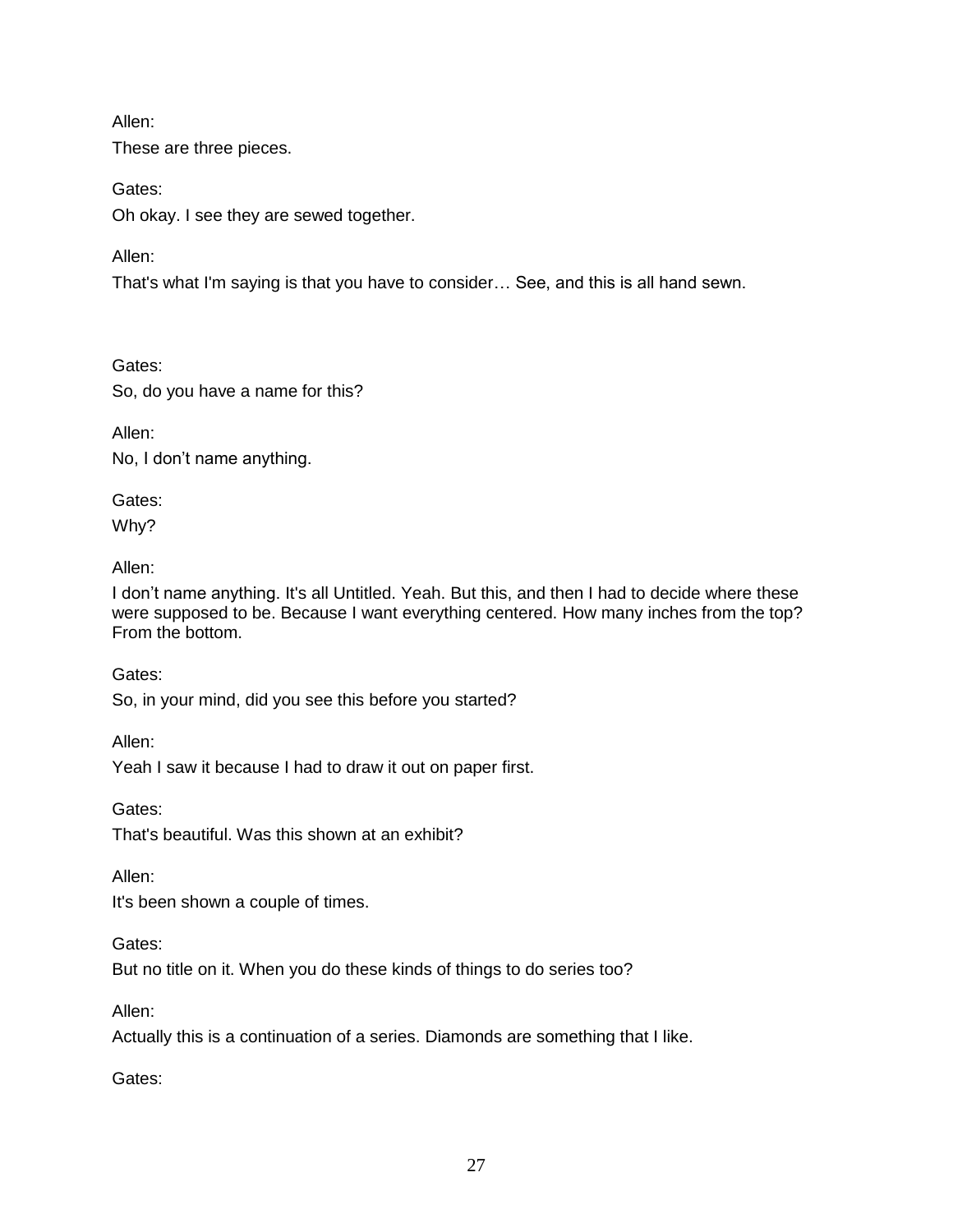Allen:

These are three pieces.

Gates:

Oh okay. I see they are sewed together.

Allen:

That's what I'm saying is that you have to consider… See, and this is all hand sewn.

Gates:

So, do you have a name for this?

Allen:

No, I don't name anything.

Gates:

Why?

Allen:

I don't name anything. It's all Untitled. Yeah. But this, and then I had to decide where these were supposed to be. Because I want everything centered. How many inches from the top? From the bottom.

Gates:

So, in your mind, did you see this before you started?

Allen:

Yeah I saw it because I had to draw it out on paper first.

Gates:

That's beautiful. Was this shown at an exhibit?

Allen:

It's been shown a couple of times.

Gates:

But no title on it. When you do these kinds of things to do series too?

Allen:

Actually this is a continuation of a series. Diamonds are something that I like.

Gates: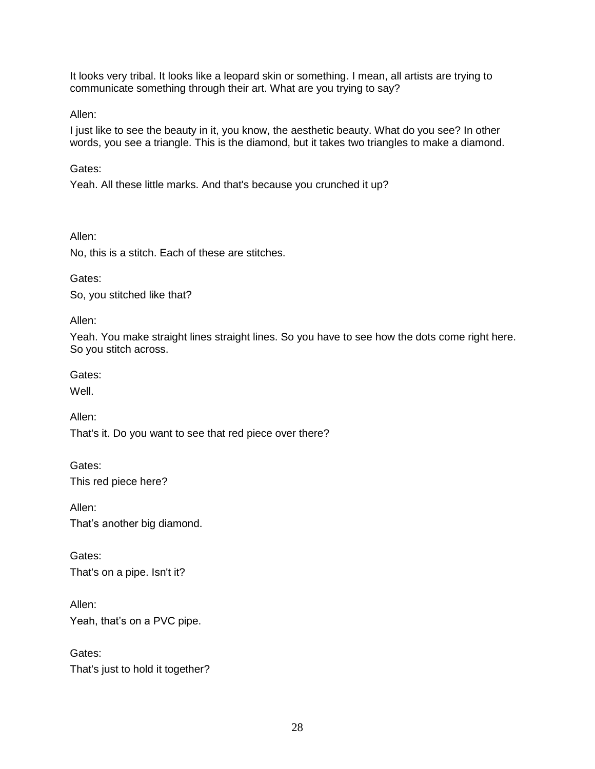It looks very tribal. It looks like a leopard skin or something. I mean, all artists are trying to communicate something through their art. What are you trying to say?

Allen:

I just like to see the beauty in it, you know, the aesthetic beauty. What do you see? In other words, you see a triangle. This is the diamond, but it takes two triangles to make a diamond.

Gates:

Yeah. All these little marks. And that's because you crunched it up?

Allen:

No, this is a stitch. Each of these are stitches.

Gates:

So, you stitched like that?

Allen:

Yeah. You make straight lines straight lines. So you have to see how the dots come right here. So you stitch across.

Gates:

Well.

Allen:

That's it. Do you want to see that red piece over there?

Gates:

This red piece here?

Allen:

That's another big diamond.

Gates:

That's on a pipe. Isn't it?

Allen:

Yeah, that's on a PVC pipe.

Gates:

That's just to hold it together?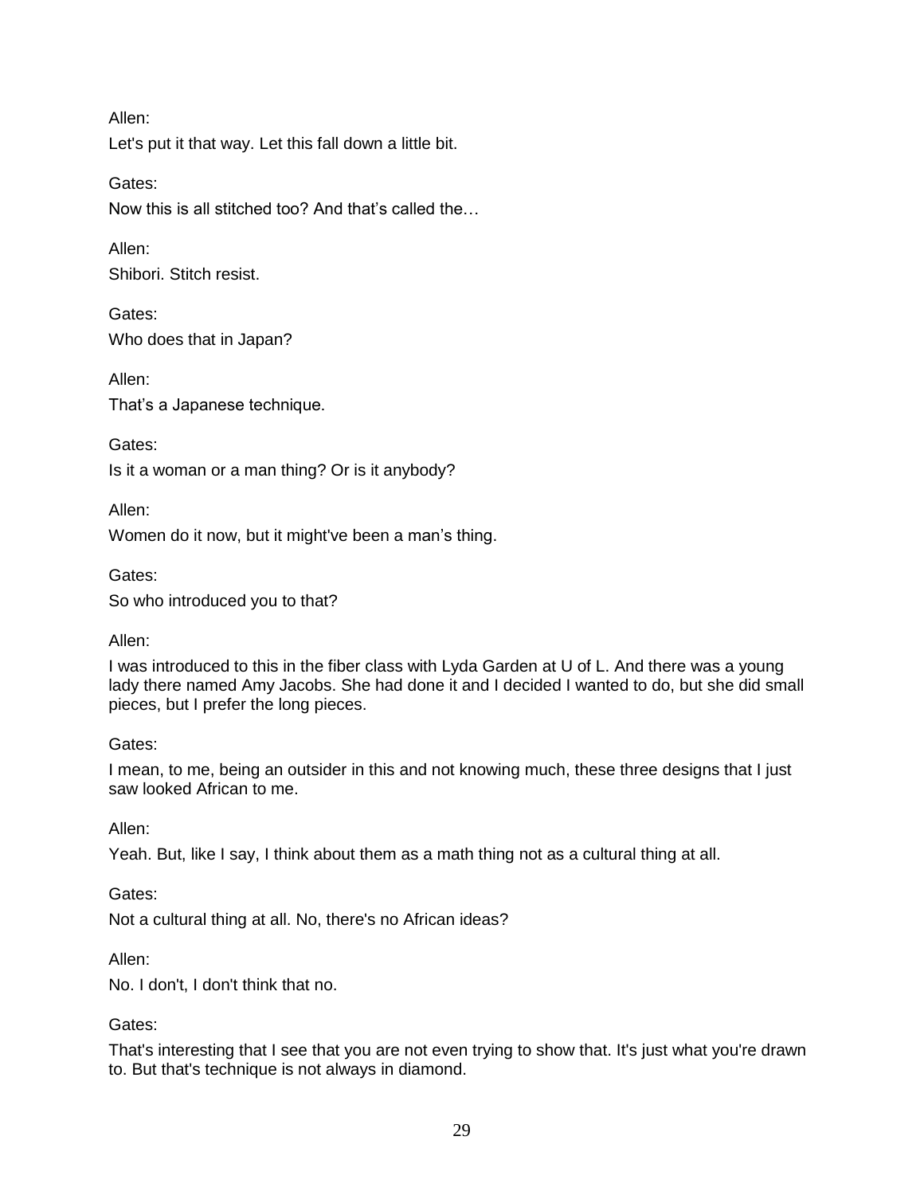Allen:

Let's put it that way. Let this fall down a little bit.

Gates:

Now this is all stitched too? And that's called the…

Allen:

Shibori. Stitch resist.

Gates:

Who does that in Japan?

Allen:

That's a Japanese technique.

Gates:

Is it a woman or a man thing? Or is it anybody?

Allen:

Women do it now, but it might've been a man's thing.

Gates:

So who introduced you to that?

Allen:

I was introduced to this in the fiber class with Lyda Garden at U of L. And there was a young lady there named Amy Jacobs. She had done it and I decided I wanted to do, but she did small pieces, but I prefer the long pieces.

Gates:

I mean, to me, being an outsider in this and not knowing much, these three designs that I just saw looked African to me.

Allen:

Yeah. But, like I say, I think about them as a math thing not as a cultural thing at all.

Gates:

Not a cultural thing at all. No, there's no African ideas?

Allen:

No. I don't, I don't think that no.

Gates:

That's interesting that I see that you are not even trying to show that. It's just what you're drawn to. But that's technique is not always in diamond.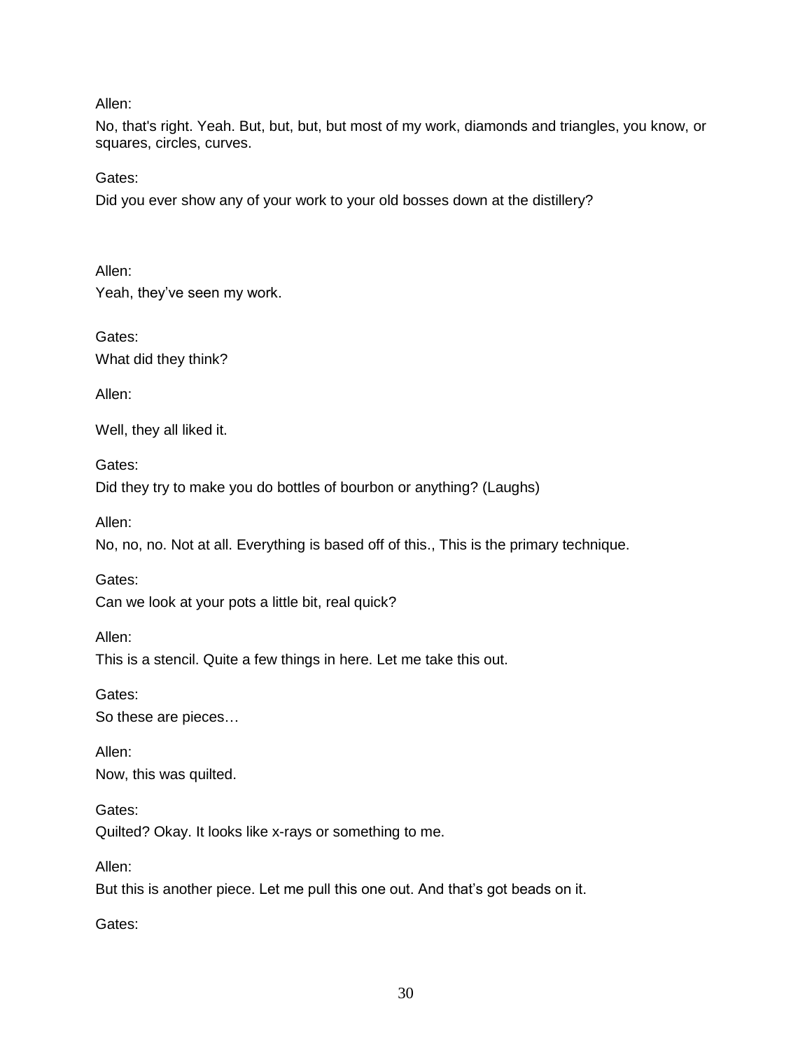Allen:

No, that's right. Yeah. But, but, but, but most of my work, diamonds and triangles, you know, or squares, circles, curves.

Gates:

Did you ever show any of your work to your old bosses down at the distillery?

Allen:

Yeah, they've seen my work.

Gates:

What did they think?

Allen:

Well, they all liked it.

Gates:

Did they try to make you do bottles of bourbon or anything? (Laughs)

Allen:

No, no, no. Not at all. Everything is based off of this., This is the primary technique.

Gates:

Can we look at your pots a little bit, real quick?

Allen:

This is a stencil. Quite a few things in here. Let me take this out.

Gates:

So these are pieces…

Allen:

Now, this was quilted.

Gates:

Quilted? Okay. It looks like x-rays or something to me.

Allen:

But this is another piece. Let me pull this one out. And that's got beads on it.

Gates: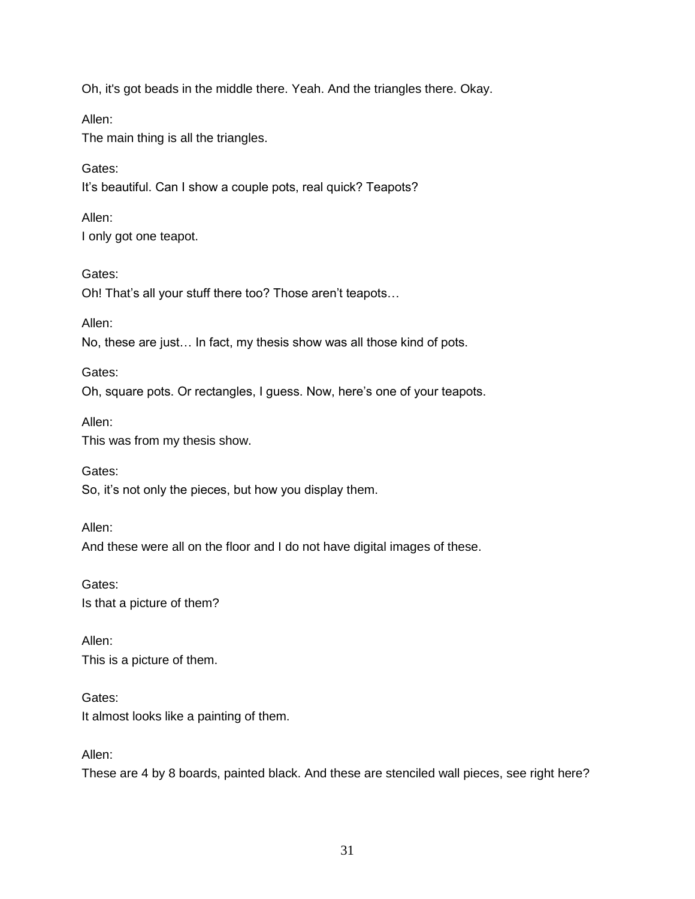Oh, it's got beads in the middle there. Yeah. And the triangles there. Okay.

Allen:
The main thing is all the triangles.

Gates:
It's beautiful. Can I show a couple pots, real quick? Teapots?

Allen:
I only got one teapot.

Gates:
Oh! That's all your stuff there too? Those aren't teapots…

Allen:
No, these are just… In fact, my thesis show was all those kind of pots.

Gates:
Oh, square pots. Or rectangles, I guess. Now, here's one of your teapots.

Allen:
This was from my thesis show.

Gates:
So, it's not only the pieces, but how you display them.

Allen:
And these were all on the floor and I do not have digital images of these.

Gates:
Is that a picture of them?

Allen:
This is a picture of them.

Gates:
It almost looks like a painting of them.

Allen:
These are 4 by 8 boards, painted black. And these are stenciled wall pieces, see right here?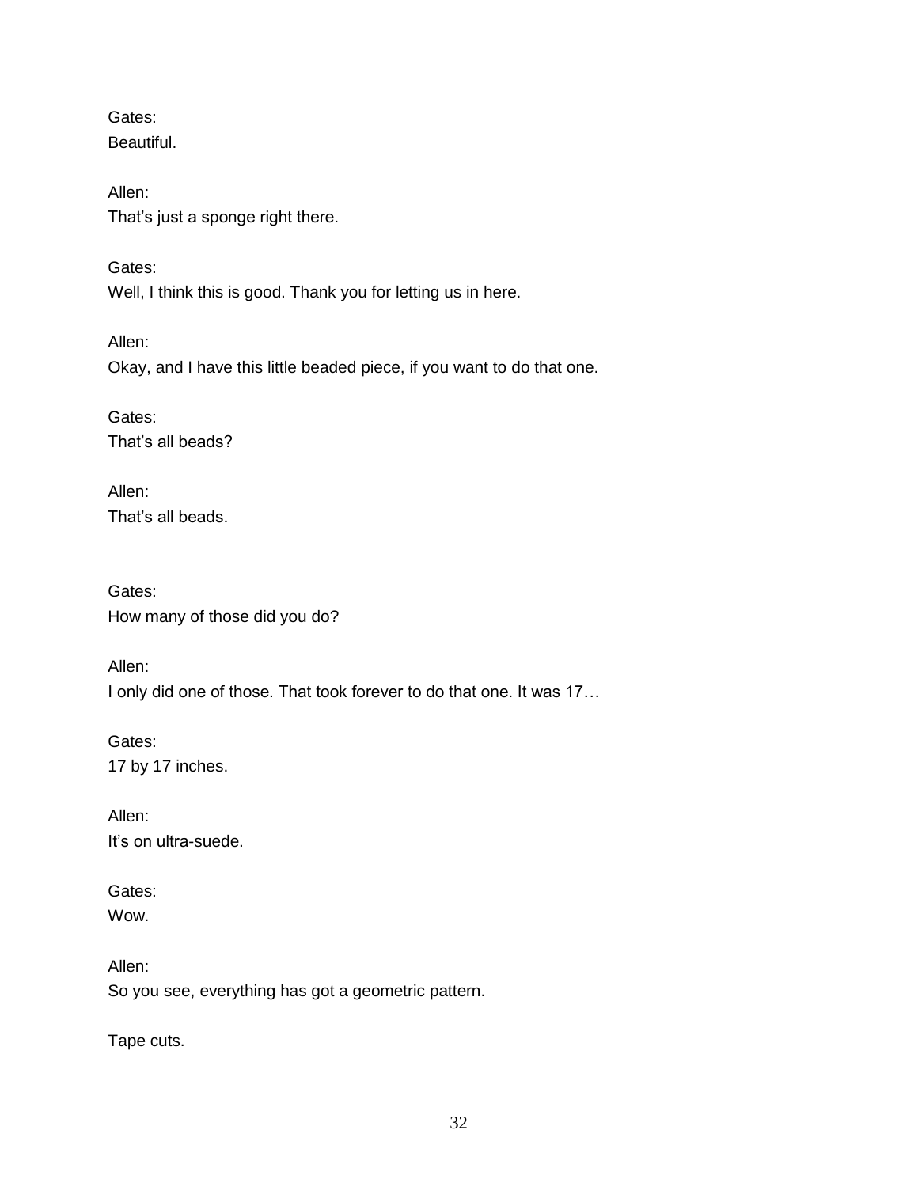Gates:
Beautiful.

Allen:
That’s just a sponge right there.

Gates:
Well, I think this is good. Thank you for letting us in here.

Allen:
Okay, and I have this little beaded piece, if you want to do that one.

Gates:
That’s all beads?

Allen:
That’s all beads.

Gates:
How many of those did you do?

Allen:
I only did one of those. That took forever to do that one. It was 17…

Gates:
17 by 17 inches.

Allen:
It’s on ultra-suede.

Gates:
Wow.

Allen:
So you see, everything has got a geometric pattern.

Tape cuts.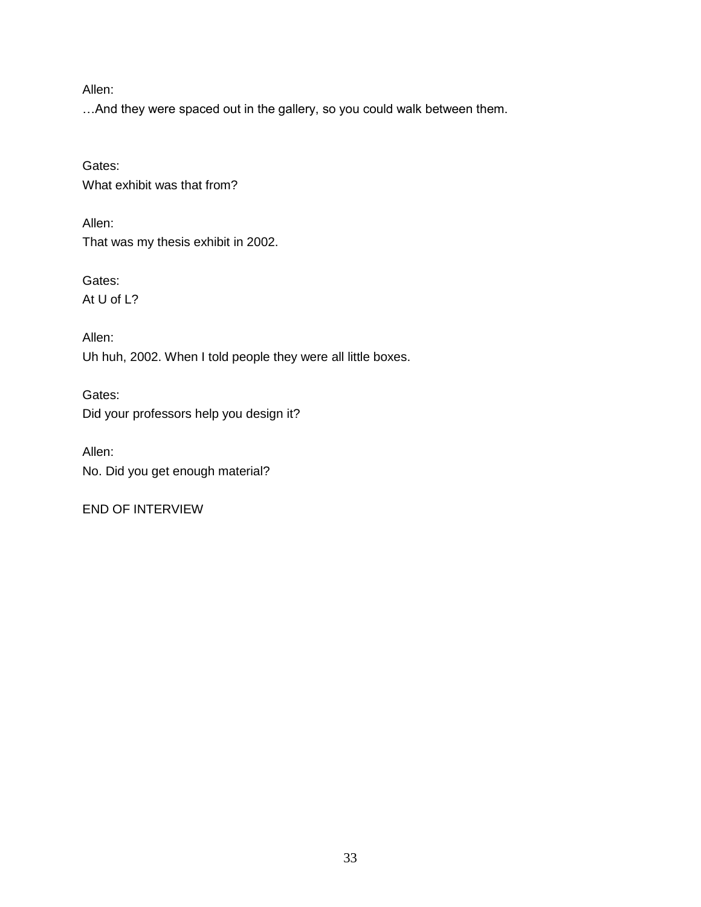Allen:
…And they were spaced out in the gallery, so you could walk between them.

Gates:
What exhibit was that from?

Allen:
That was my thesis exhibit in 2002.

Gates:
At U of L?

Allen:
Uh huh, 2002. When I told people they were all little boxes.

Gates:
Did your professors help you design it?

Allen:
No. Did you get enough material?

END OF INTERVIEW